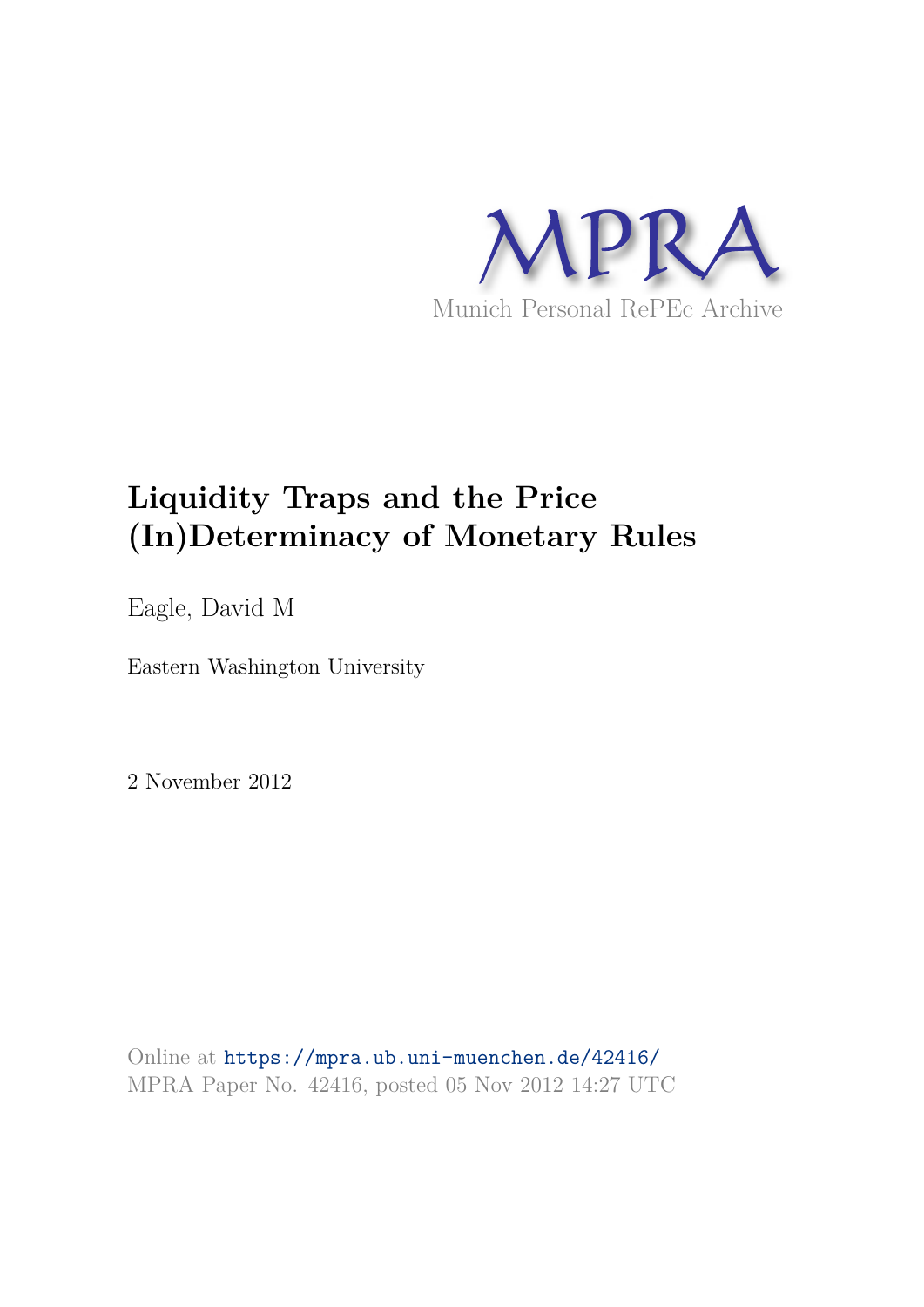MPRA

Munich Personal RePEc Archive

# Liquidity Traps and the Price (In)Determinacy of Monetary Rules

Eagle, David M

Eastern Washington University

2 November 2012

Online at https://mpra.ub.uni-muenchen.de/42416/
MPRA Paper No. 42416, posted 05 Nov 2012 14:27 UTC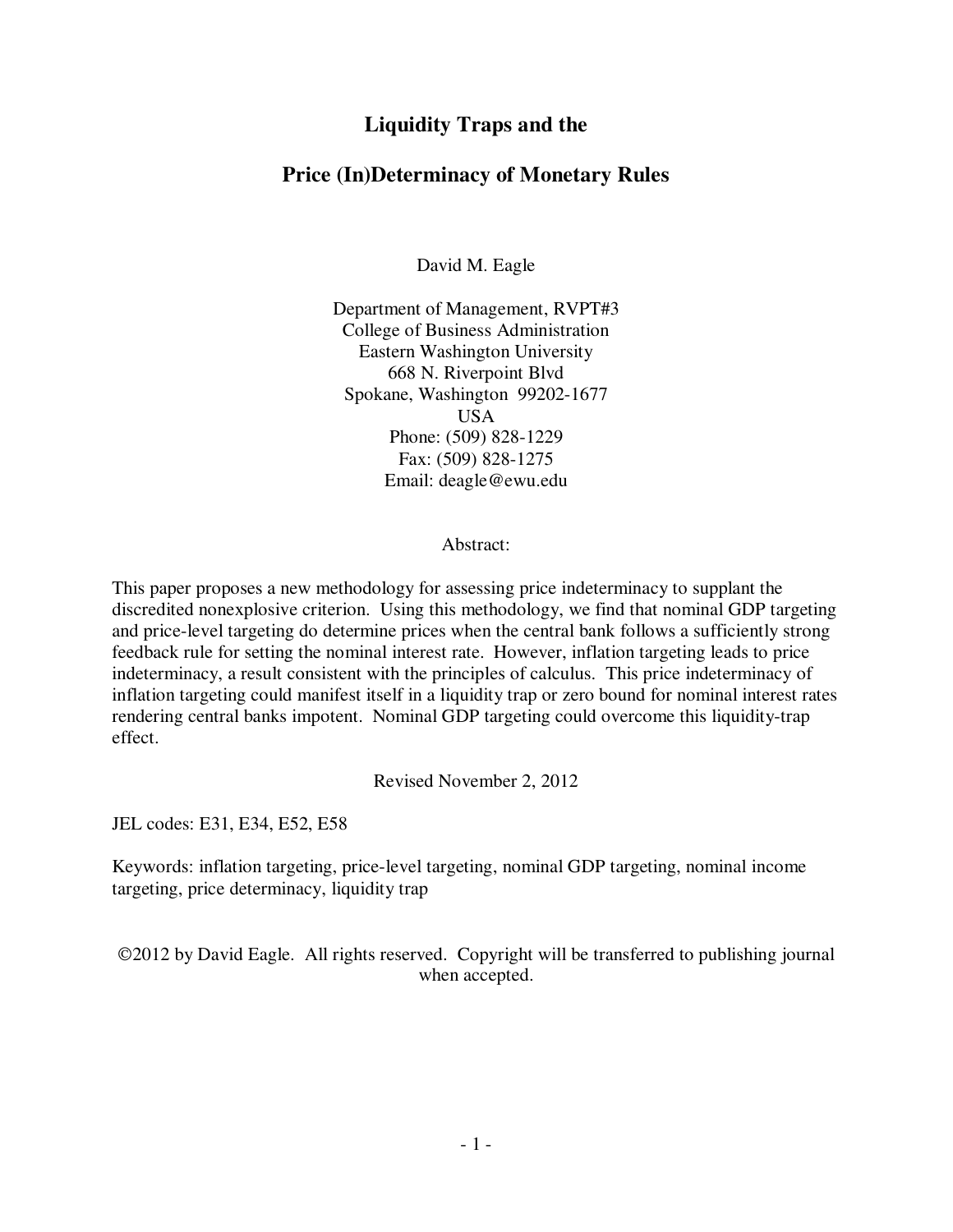# Liquidity Traps and the

# Price (In)Determinacy of Monetary Rules

David M. Eagle

Department of Management, RVPT#3
College of Business Administration
Eastern Washington University
668 N. Riverpoint Blvd
Spokane, Washington 99202-1677
USA
Phone: (509) 828-1229
Fax: (509) 828-1275
Email: deagle@ewu.edu

Abstract:

This paper proposes a new methodology for assessing price indeterminacy to supplant the discredited nonexplosive criterion. Using this methodology, we find that nominal GDP targeting and price-level targeting do determine prices when the central bank follows a sufficiently strong feedback rule for setting the nominal interest rate. However, inflation targeting leads to price indeterminacy, a result consistent with the principles of calculus. This price indeterminacy of inflation targeting could manifest itself in a liquidity trap or zero bound for nominal interest rates rendering central banks impotent. Nominal GDP targeting could overcome this liquidity-trap effect.

Revised November 2, 2012

JEL codes: E31, E34, E52, E58

Keywords: inflation targeting, price-level targeting, nominal GDP targeting, nominal income targeting, price determinacy, liquidity trap

©2012 by David Eagle. All rights reserved. Copyright will be transferred to publishing journal when accepted.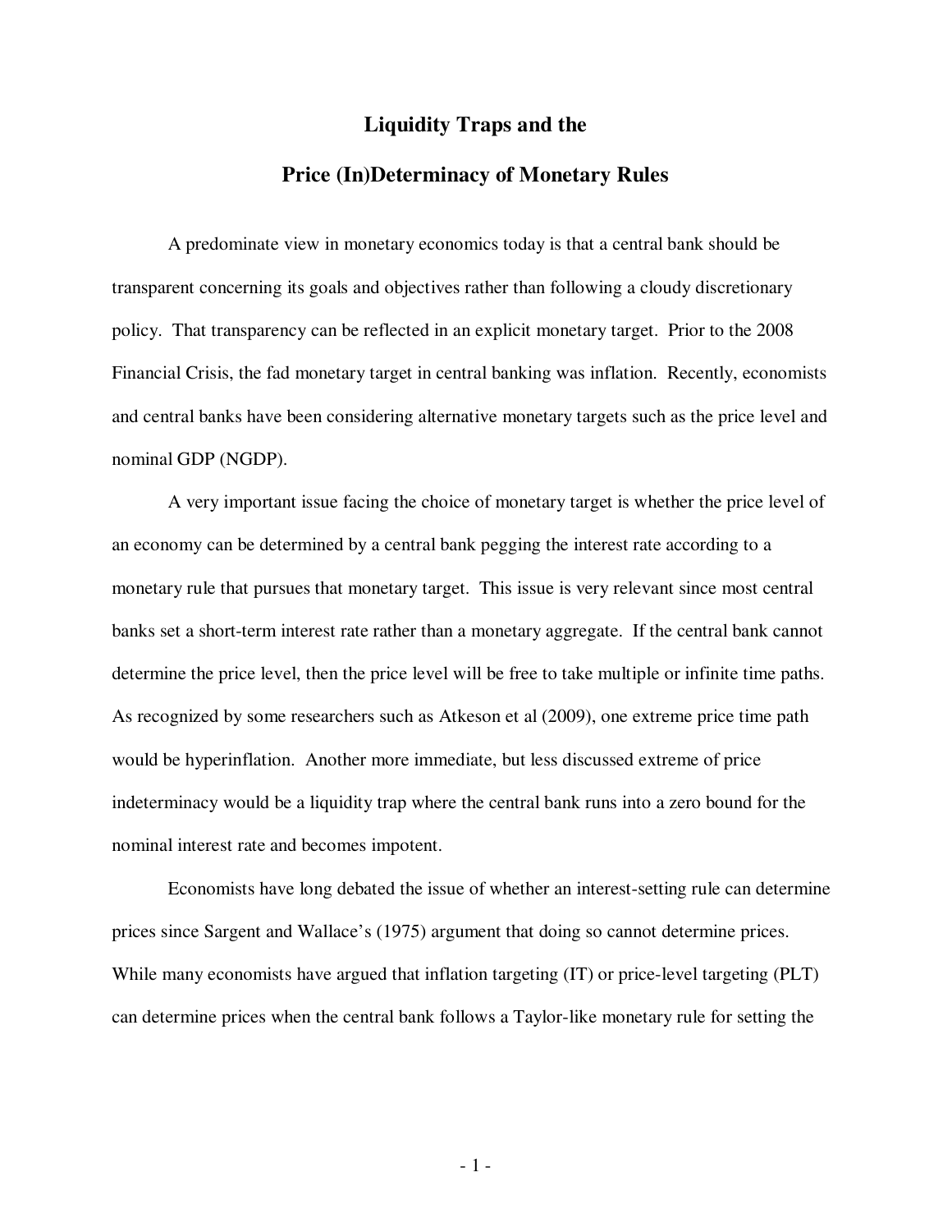# Liquidity Traps and the

# Price (In)Determinacy of Monetary Rules

A predominate view in monetary economics today is that a central bank should be transparent concerning its goals and objectives rather than following a cloudy discretionary policy. That transparency can be reflected in an explicit monetary target. Prior to the 2008 Financial Crisis, the fad monetary target in central banking was inflation. Recently, economists and central banks have been considering alternative monetary targets such as the price level and nominal GDP (NGDP).

A very important issue facing the choice of monetary target is whether the price level of an economy can be determined by a central bank pegging the interest rate according to a monetary rule that pursues that monetary target. This issue is very relevant since most central banks set a short-term interest rate rather than a monetary aggregate. If the central bank cannot determine the price level, then the price level will be free to take multiple or infinite time paths. As recognized by some researchers such as Atkeson et al (2009), one extreme price time path would be hyperinflation. Another more immediate, but less discussed extreme of price indeterminacy would be a liquidity trap where the central bank runs into a zero bound for the nominal interest rate and becomes impotent.

Economists have long debated the issue of whether an interest-setting rule can determine prices since Sargent and Wallace's (1975) argument that doing so cannot determine prices. While many economists have argued that inflation targeting (IT) or price-level targeting (PLT) can determine prices when the central bank follows a Taylor-like monetary rule for setting the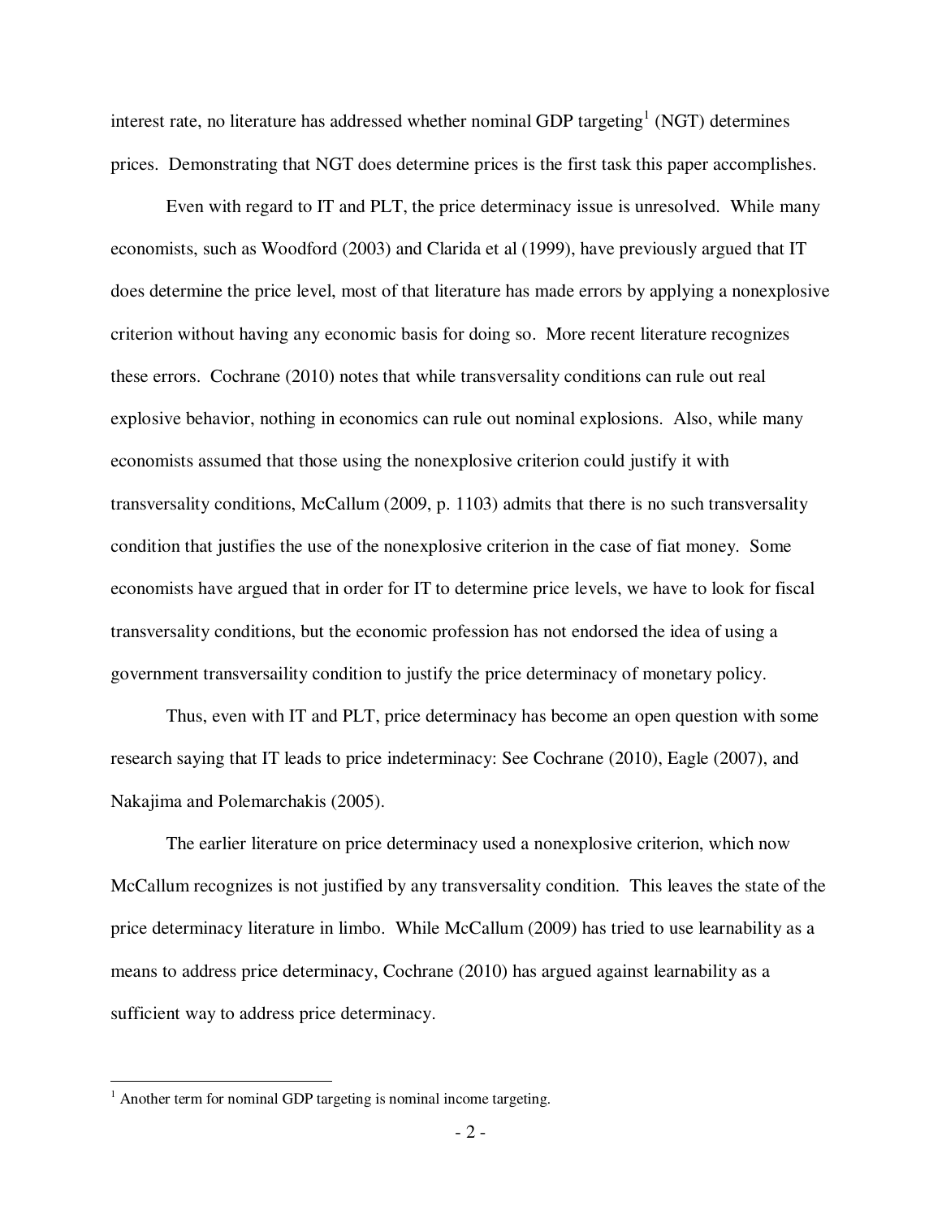interest rate, no literature has addressed whether nominal GDP targeting[1] (NGT) determines prices. Demonstrating that NGT does determine prices is the first task this paper accomplishes.

Even with regard to IT and PLT, the price determinacy issue is unresolved. While many economists, such as Woodford (2003) and Clarida et al (1999), have previously argued that IT does determine the price level, most of that literature has made errors by applying a nonexplosive criterion without having any economic basis for doing so. More recent literature recognizes these errors. Cochrane (2010) notes that while transversality conditions can rule out real explosive behavior, nothing in economics can rule out nominal explosions. Also, while many economists assumed that those using the nonexplosive criterion could justify it with transversality conditions, McCallum (2009, p. 1103) admits that there is no such transversality condition that justifies the use of the nonexplosive criterion in the case of fiat money. Some economists have argued that in order for IT to determine price levels, we have to look for fiscal transversality conditions, but the economic profession has not endorsed the idea of using a government transversaility condition to justify the price determinacy of monetary policy.

Thus, even with IT and PLT, price determinacy has become an open question with some research saying that IT leads to price indeterminacy: See Cochrane (2010), Eagle (2007), and Nakajima and Polemarchakis (2005).

The earlier literature on price determinacy used a nonexplosive criterion, which now McCallum recognizes is not justified by any transversality condition. This leaves the state of the price determinacy literature in limbo. While McCallum (2009) has tried to use learnability as a means to address price determinacy, Cochrane (2010) has argued against learnability as a sufficient way to address price determinacy.

[1] Another term for nominal GDP targeting is nominal income targeting.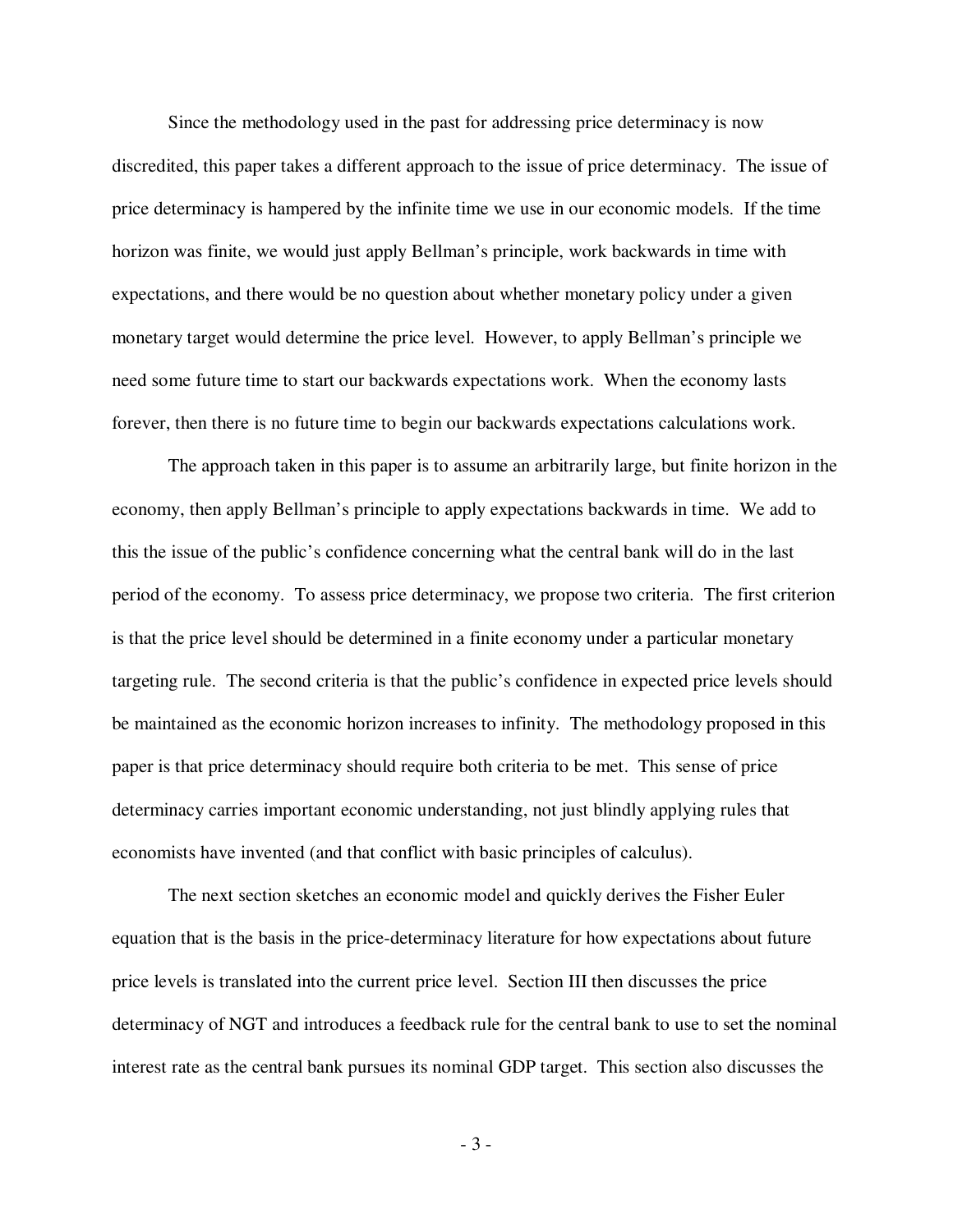Since the methodology used in the past for addressing price determinacy is now discredited, this paper takes a different approach to the issue of price determinacy. The issue of price determinacy is hampered by the infinite time we use in our economic models. If the time horizon was finite, we would just apply Bellman's principle, work backwards in time with expectations, and there would be no question about whether monetary policy under a given monetary target would determine the price level. However, to apply Bellman's principle we need some future time to start our backwards expectations work. When the economy lasts forever, then there is no future time to begin our backwards expectations calculations work.

The approach taken in this paper is to assume an arbitrarily large, but finite horizon in the economy, then apply Bellman's principle to apply expectations backwards in time. We add to this the issue of the public's confidence concerning what the central bank will do in the last period of the economy. To assess price determinacy, we propose two criteria. The first criterion is that the price level should be determined in a finite economy under a particular monetary targeting rule. The second criteria is that the public's confidence in expected price levels should be maintained as the economic horizon increases to infinity. The methodology proposed in this paper is that price determinacy should require both criteria to be met. This sense of price determinacy carries important economic understanding, not just blindly applying rules that economists have invented (and that conflict with basic principles of calculus).

The next section sketches an economic model and quickly derives the Fisher Euler equation that is the basis in the price-determinacy literature for how expectations about future price levels is translated into the current price level. Section III then discusses the price determinacy of NGT and introduces a feedback rule for the central bank to use to set the nominal interest rate as the central bank pursues its nominal GDP target. This section also discusses the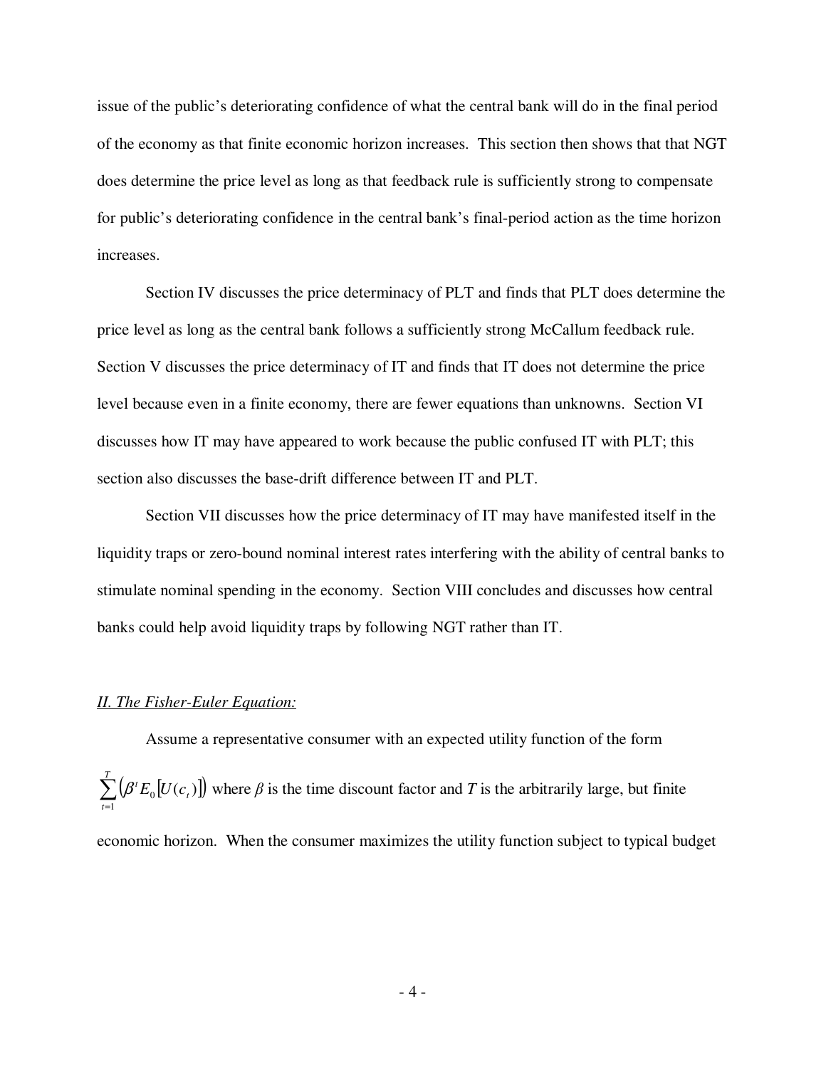issue of the public's deteriorating confidence of what the central bank will do in the final period of the economy as that finite economic horizon increases. This section then shows that that NGT does determine the price level as long as that feedback rule is sufficiently strong to compensate for public's deteriorating confidence in the central bank's final-period action as the time horizon increases.

Section IV discusses the price determinacy of PLT and finds that PLT does determine the price level as long as the central bank follows a sufficiently strong McCallum feedback rule. Section V discusses the price determinacy of IT and finds that IT does not determine the price level because even in a finite economy, there are fewer equations than unknowns. Section VI discusses how IT may have appeared to work because the public confused IT with PLT; this section also discusses the base-drift difference between IT and PLT.

Section VII discusses how the price determinacy of IT may have manifested itself in the liquidity traps or zero-bound nominal interest rates interfering with the ability of central banks to stimulate nominal spending in the economy. Section VIII concludes and discusses how central banks could help avoid liquidity traps by following NGT rather than IT.

## *II. The Fisher-Euler Equation:*

Assume a representative consumer with an expected utility function of the form $\sum_{t=1}^{T}\left(\beta^{t} E_{0}\left[U(c_{t})\right]\right)$ where $\beta$ is the time discount factor and $T$ is the arbitrarily large, but finite economic horizon. When the consumer maximizes the utility function subject to typical budget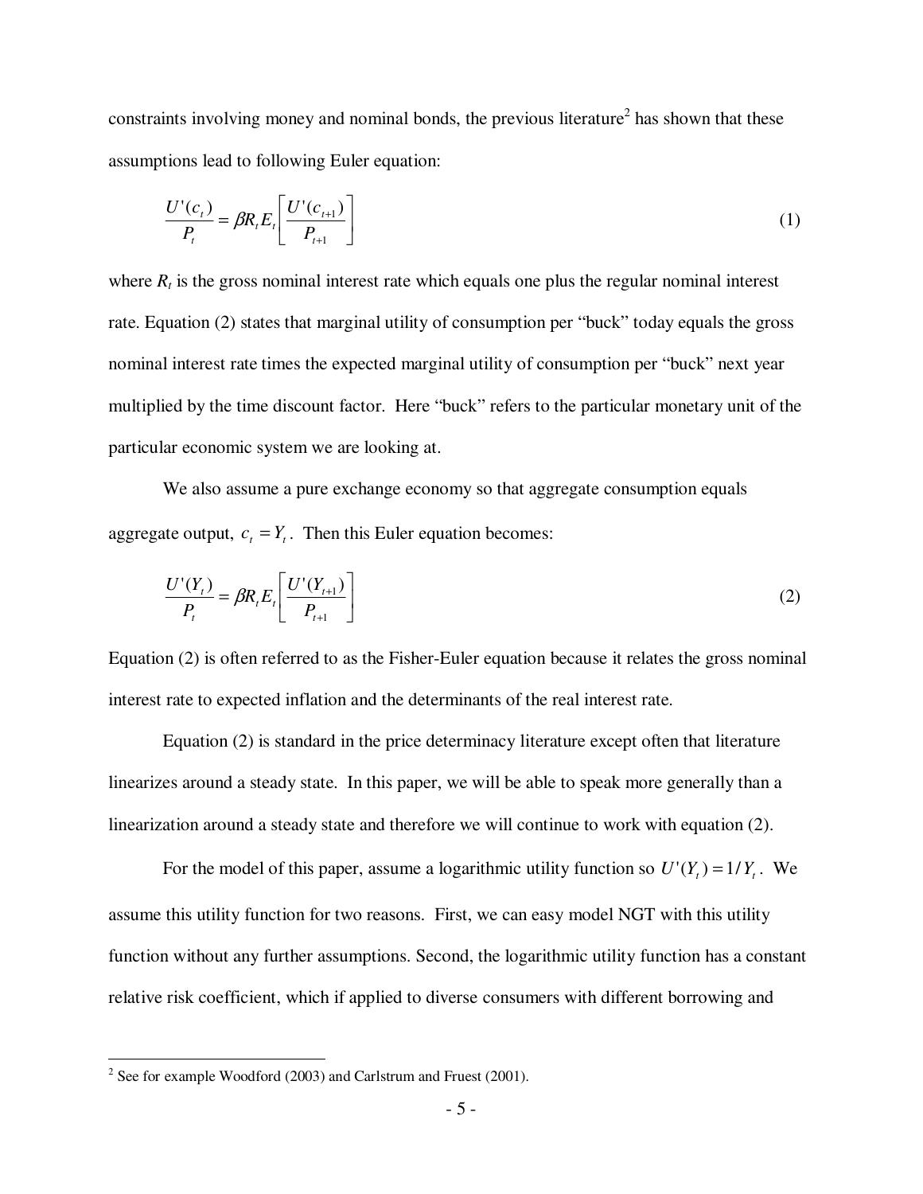constraints involving money and nominal bonds, the previous literature[2] has shown that these assumptions lead to following Euler equation:

$$\frac{U'(c_t)}{P_t} = \beta R_t E_t\left[\frac{U'(c_{t+1})}{P_{t+1}}\right] \tag{1}$$

where $R_t$ is the gross nominal interest rate which equals one plus the regular nominal interest rate. Equation (2) states that marginal utility of consumption per "buck" today equals the gross nominal interest rate times the expected marginal utility of consumption per "buck" next year multiplied by the time discount factor. Here "buck" refers to the particular monetary unit of the particular economic system we are looking at.

We also assume a pure exchange economy so that aggregate consumption equals aggregate output, $c_t = Y_t$. Then this Euler equation becomes:

$$\frac{U'(Y_t)}{P_t} = \beta R_t E_t\left[\frac{U'(Y_{t+1})}{P_{t+1}}\right] \tag{2}$$

Equation (2) is often referred to as the Fisher-Euler equation because it relates the gross nominal interest rate to expected inflation and the determinants of the real interest rate.

Equation (2) is standard in the price determinacy literature except often that literature linearizes around a steady state. In this paper, we will be able to speak more generally than a linearization around a steady state and therefore we will continue to work with equation (2).

For the model of this paper, assume a logarithmic utility function so $U'(Y_t) = 1/Y_t$. We assume this utility function for two reasons. First, we can easy model NGT with this utility function without any further assumptions. Second, the logarithmic utility function has a constant relative risk coefficient, which if applied to diverse consumers with different borrowing and

---

[2] See for example Woodford (2003) and Carlstrum and Fruest (2001).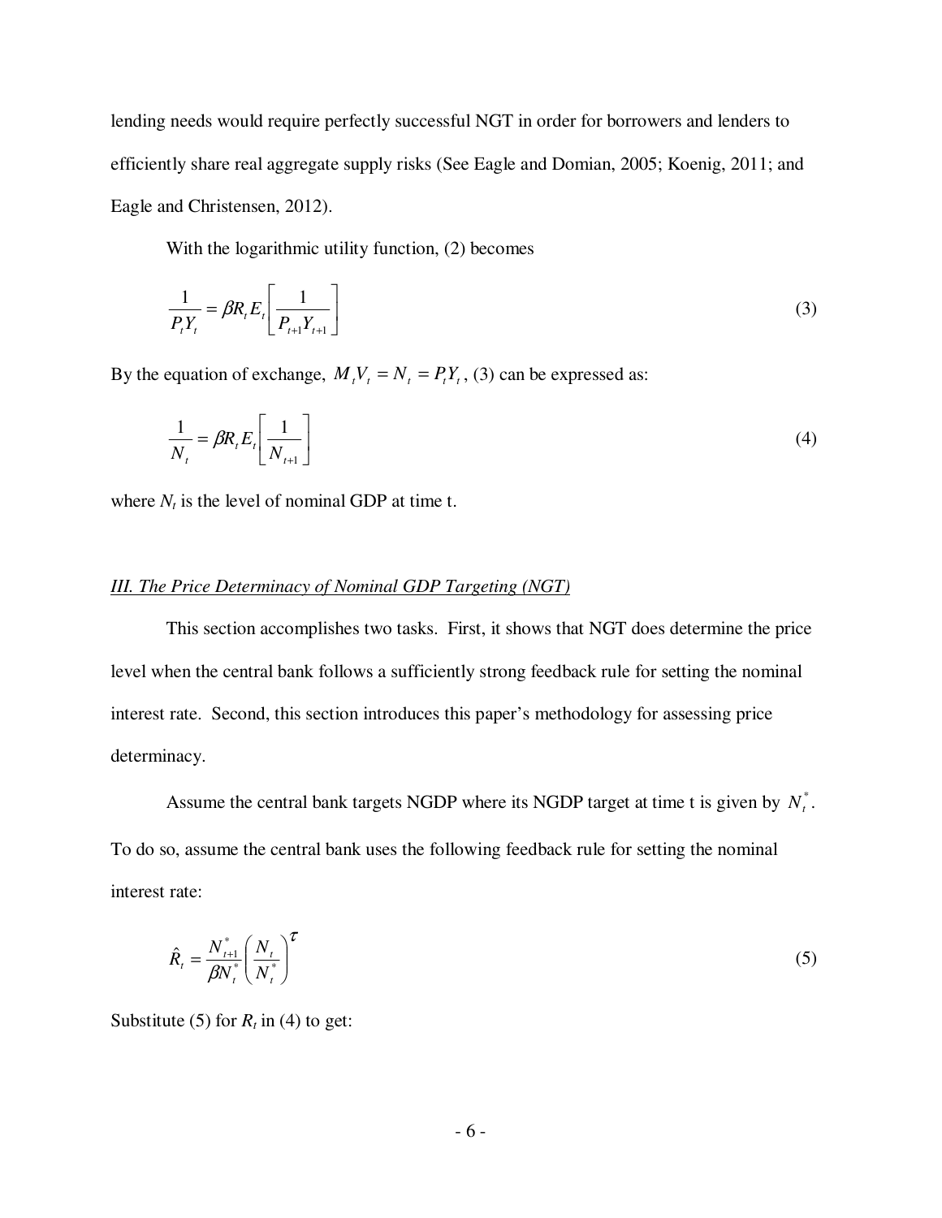lending needs would require perfectly successful NGT in order for borrowers and lenders to efficiently share real aggregate supply risks (See Eagle and Domian, 2005; Koenig, 2011; and Eagle and Christensen, 2012).

With the logarithmic utility function, (2) becomes

$$\frac{1}{P_t Y_t} = \beta R_t E_t \left[ \frac{1}{P_{t+1} Y_{t+1}} \right] \tag{3}$$

By the equation of exchange, $M_t V_t = N_t = P_t Y_t$, (3) can be expressed as:

$$\frac{1}{N_t} = \beta R_t E_t \left[ \frac{1}{N_{t+1}} \right] \tag{4}$$

where $N_t$ is the level of nominal GDP at time t.

## *III. The Price Determinacy of Nominal GDP Targeting (NGT)*

This section accomplishes two tasks. First, it shows that NGT does determine the price level when the central bank follows a sufficiently strong feedback rule for setting the nominal interest rate. Second, this section introduces this paper's methodology for assessing price determinacy.

Assume the central bank targets NGDP where its NGDP target at time t is given by $N_t^*$. To do so, assume the central bank uses the following feedback rule for setting the nominal interest rate:

$$\hat{R}_t = \frac{N_{t+1}^*}{\beta N_t^*} \left( \frac{N_t}{N_t^*} \right)^{\tau} \tag{5}$$

Substitute (5) for $R_t$ in (4) to get: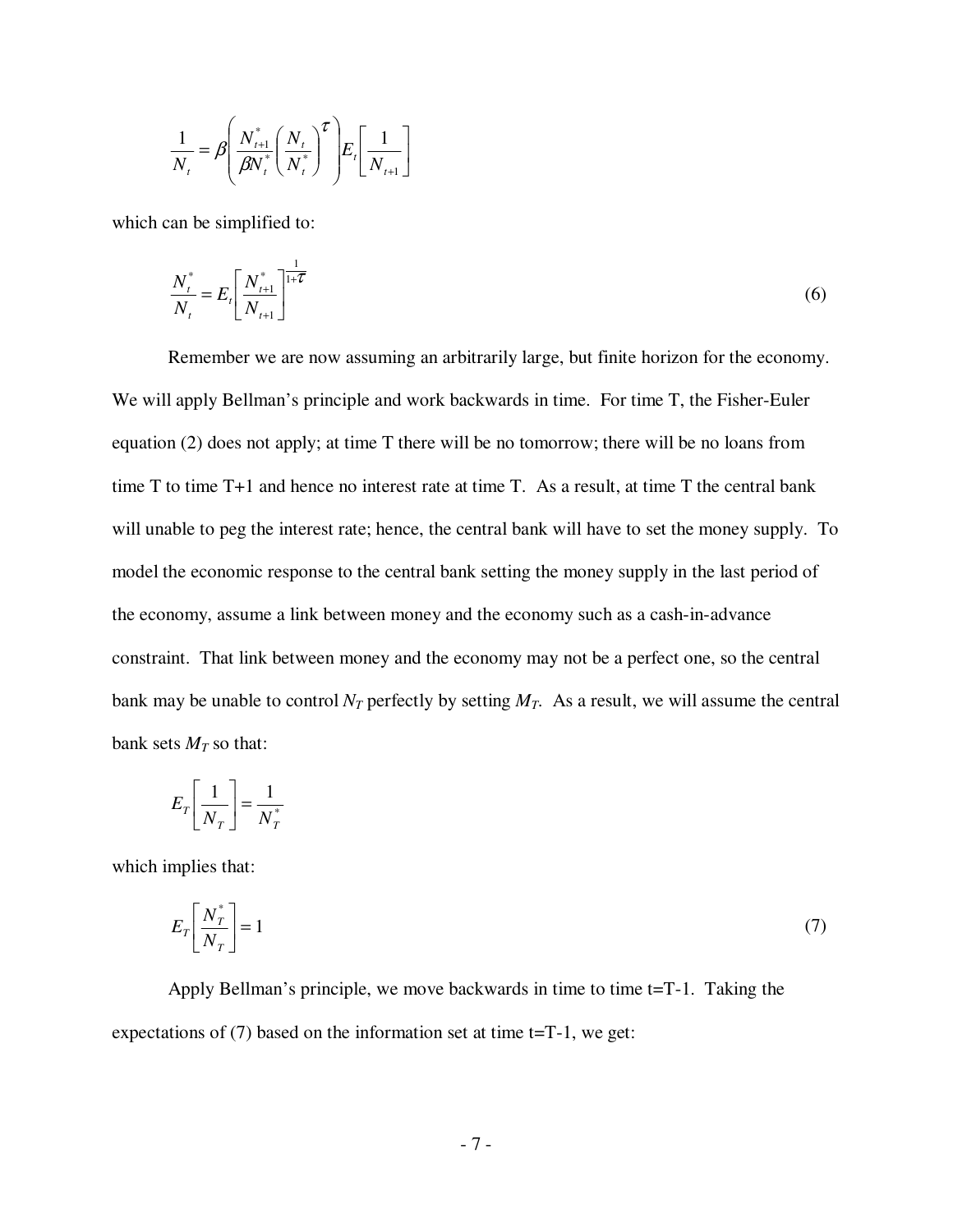$$\frac{1}{N_t} = \beta\left(\frac{N_{t+1}^*}{\beta N_t^*}\left(\frac{N_t}{N_t^*}\right)^{\tau}\right)E_t\left[\frac{1}{N_{t+1}}\right]$$

which can be simplified to:

$$\frac{N_t^*}{N_t} = E_t\left[\frac{N_{t+1}^*}{N_{t+1}}\right]^{\frac{1}{1+\tau}} \tag{6}$$

Remember we are now assuming an arbitrarily large, but finite horizon for the economy. We will apply Bellman's principle and work backwards in time. For time T, the Fisher-Euler equation (2) does not apply; at time T there will be no tomorrow; there will be no loans from time T to time T+1 and hence no interest rate at time T. As a result, at time T the central bank will unable to peg the interest rate; hence, the central bank will have to set the money supply. To model the economic response to the central bank setting the money supply in the last period of the economy, assume a link between money and the economy such as a cash-in-advance constraint. That link between money and the economy may not be a perfect one, so the central bank may be unable to control $N_T$ perfectly by setting $M_T$. As a result, we will assume the central bank sets $M_T$ so that:

$$E_T\left[\frac{1}{N_T}\right] = \frac{1}{N_T^*}$$

which implies that:

$$E_T\left[\frac{N_T^*}{N_T}\right] = 1 \tag{7}$$

Apply Bellman's principle, we move backwards in time to time t=T-1. Taking the expectations of (7) based on the information set at time t=T-1, we get: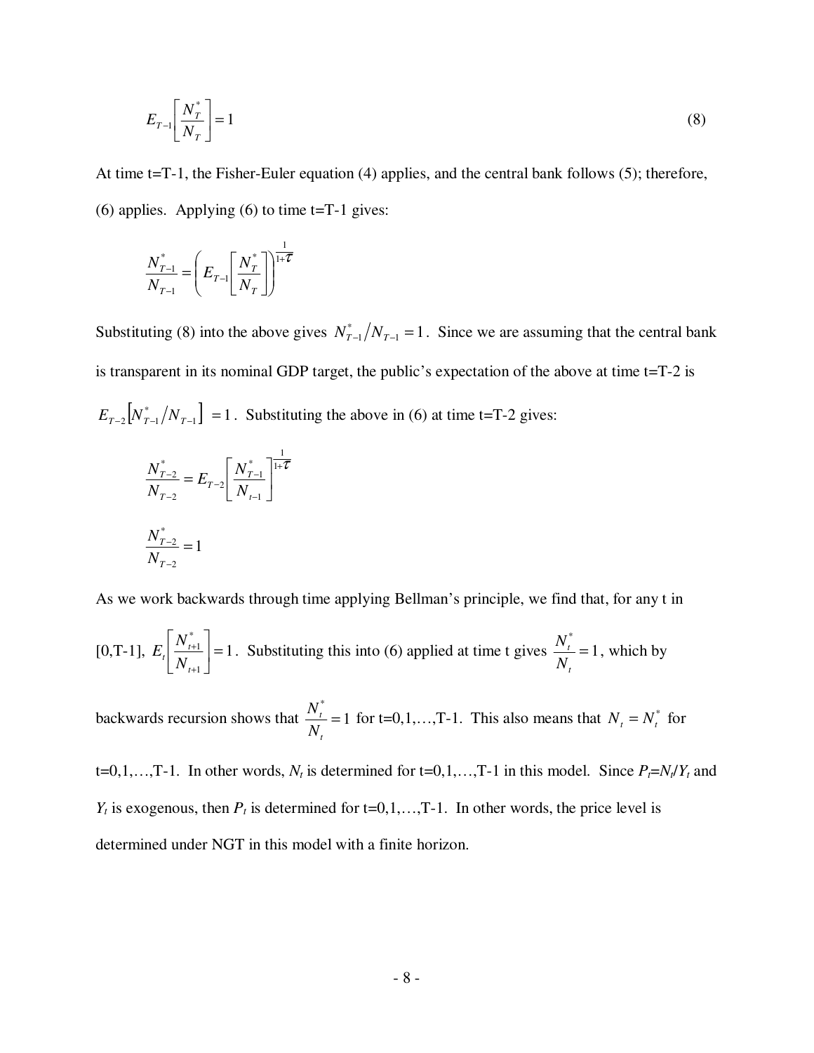$$E_{T-1}\left[\frac{N_T^*}{N_T}\right] = 1 \tag{8}$$

At time t=T-1, the Fisher-Euler equation (4) applies, and the central bank follows (5); therefore, (6) applies. Applying (6) to time t=T-1 gives:

$$\frac{N_{T-1}^*}{N_{T-1}} = \left(E_{T-1}\left[\frac{N_T^*}{N_T}\right]\right)^{\frac{1}{1+\tau}}$$

Substituting (8) into the above gives $N_{T-1}^*/N_{T-1} = 1$. Since we are assuming that the central bank is transparent in its nominal GDP target, the public's expectation of the above at time t=T-2 is $E_{T-2}\left[N_{T-1}^*/N_{T-1}\right] = 1$. Substituting the above in (6) at time t=T-2 gives:

$$\frac{N_{T-2}^*}{N_{T-2}} = E_{T-2}\left[\frac{N_{T-1}^*}{N_{t-1}}\right]^{\frac{1}{1+\tau}}$$

$$\frac{N_{T-2}^*}{N_{T-2}} = 1$$

As we work backwards through time applying Bellman's principle, we find that, for any t in [0,T-1], $E_t\left[\frac{N_{t+1}^*}{N_{t+1}}\right] = 1$. Substituting this into (6) applied at time t gives $\frac{N_t^*}{N_t} = 1$, which by backwards recursion shows that $\frac{N_t^*}{N_t} = 1$ for t=0,1,…,T-1. This also means that $N_t = N_t^*$ for t=0,1,…,T-1. In other words, $N_t$ is determined for t=0,1,…,T-1 in this model. Since $P_t = N_t/Y_t$ and $Y_t$ is exogenous, then $P_t$ is determined for t=0,1,…,T-1. In other words, the price level is determined under NGT in this model with a finite horizon.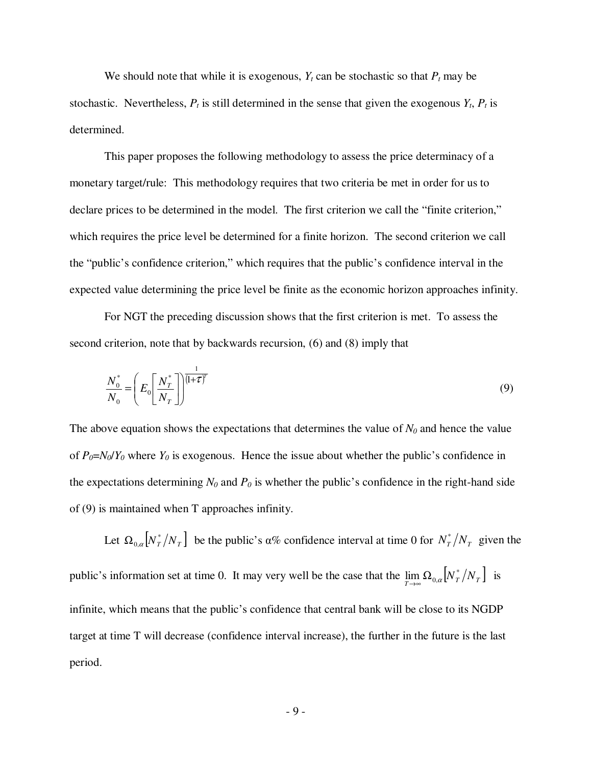We should note that while it is exogenous, $Y_t$ can be stochastic so that $P_t$ may be stochastic. Nevertheless, $P_t$ is still determined in the sense that given the exogenous $Y_t$, $P_t$ is determined.

This paper proposes the following methodology to assess the price determinacy of a monetary target/rule: This methodology requires that two criteria be met in order for us to declare prices to be determined in the model. The first criterion we call the "finite criterion," which requires the price level be determined for a finite horizon. The second criterion we call the "public's confidence criterion," which requires that the public's confidence interval in the expected value determining the price level be finite as the economic horizon approaches infinity.

For NGT the preceding discussion shows that the first criterion is met. To assess the second criterion, note that by backwards recursion, (6) and (8) imply that

$$\frac{N_0^*}{N_0} = \left( E_0\left[ \frac{N_T^*}{N_T} \right] \right)^{\frac{1}{(1+\tau)^T}} \tag{9}$$

The above equation shows the expectations that determines the value of $N_0$ and hence the value of $P_0 = N_0/Y_0$ where $Y_0$ is exogenous. Hence the issue about whether the public's confidence in the expectations determining $N_0$ and $P_0$ is whether the public's confidence in the right-hand side of (9) is maintained when T approaches infinity.

Let $\Omega_{0,\alpha}\left[N_T^*/N_T\right]$ be the public's α% confidence interval at time 0 for $N_T^*/N_T$ given the public's information set at time 0. It may very well be the case that the $\lim_{T\to\infty} \Omega_{0,\alpha}\left[N_T^*/N_T\right]$ is infinite, which means that the public's confidence that central bank will be close to its NGDP target at time T will decrease (confidence interval increase), the further in the future is the last period.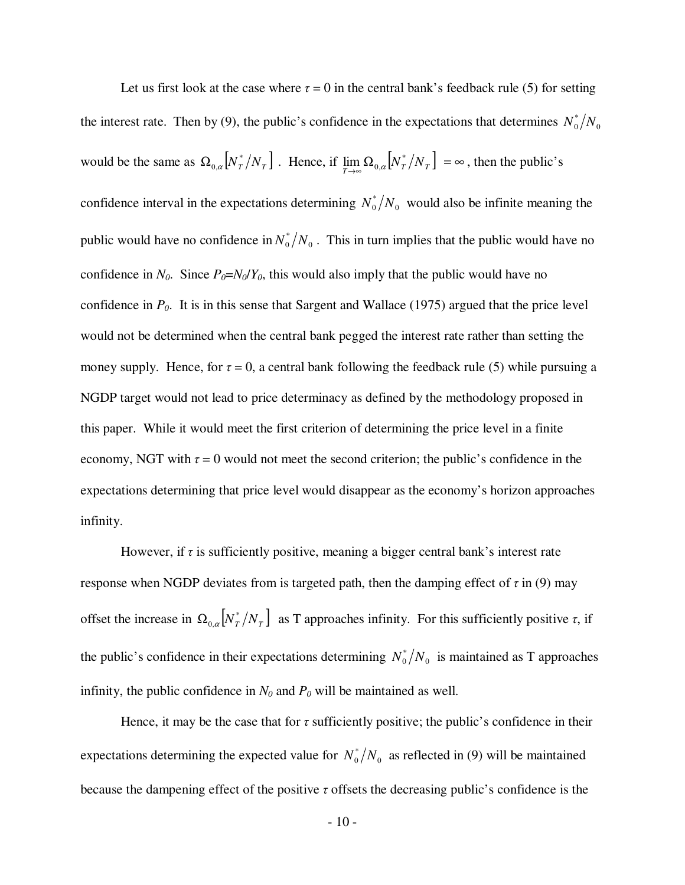Let us first look at the case where $\tau = 0$ in the central bank's feedback rule (5) for setting the interest rate. Then by (9), the public's confidence in the expectations that determines $N_0^*/N_0$ would be the same as $\Omega_{0,\alpha}\left[N_T^*/N_T\right]$. Hence, if $\lim_{T\to\infty}\Omega_{0,\alpha}\left[N_T^*/N_T\right] = \infty$, then the public's confidence interval in the expectations determining $N_0^*/N_0$ would also be infinite meaning the public would have no confidence in $N_0^*/N_0$. This in turn implies that the public would have no confidence in $N_0$. Since $P_0=N_0/Y_0$, this would also imply that the public would have no confidence in $P_0$. It is in this sense that Sargent and Wallace (1975) argued that the price level would not be determined when the central bank pegged the interest rate rather than setting the money supply. Hence, for $\tau = 0$, a central bank following the feedback rule (5) while pursuing a NGDP target would not lead to price determinacy as defined by the methodology proposed in this paper. While it would meet the first criterion of determining the price level in a finite economy, NGT with $\tau = 0$ would not meet the second criterion; the public's confidence in the expectations determining that price level would disappear as the economy's horizon approaches infinity.

However, if $\tau$ is sufficiently positive, meaning a bigger central bank's interest rate response when NGDP deviates from is targeted path, then the damping effect of $\tau$ in (9) may offset the increase in $\Omega_{0,\alpha}\left[N_T^*/N_T\right]$ as T approaches infinity. For this sufficiently positive $\tau$, if the public's confidence in their expectations determining $N_0^*/N_0$ is maintained as T approaches infinity, the public confidence in $N_0$ and $P_0$ will be maintained as well.

Hence, it may be the case that for $\tau$ sufficiently positive; the public's confidence in their expectations determining the expected value for $N_0^*/N_0$ as reflected in (9) will be maintained because the dampening effect of the positive $\tau$ offsets the decreasing public's confidence is the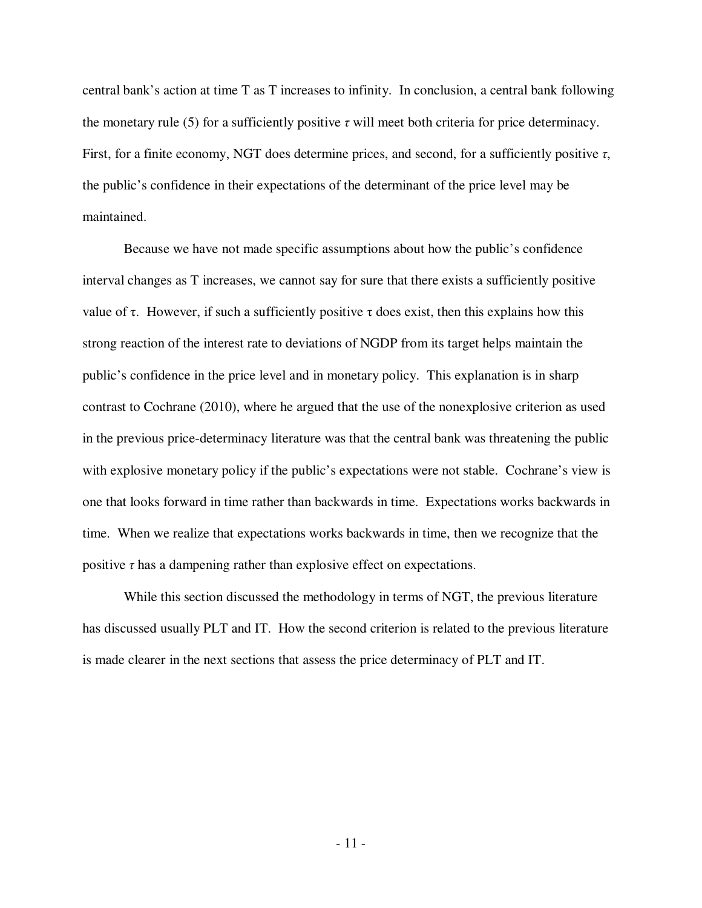central bank's action at time T as T increases to infinity. In conclusion, a central bank following the monetary rule (5) for a sufficiently positive $\tau$ will meet both criteria for price determinacy. First, for a finite economy, NGT does determine prices, and second, for a sufficiently positive $\tau$, the public's confidence in their expectations of the determinant of the price level may be maintained.

Because we have not made specific assumptions about how the public's confidence interval changes as T increases, we cannot say for sure that there exists a sufficiently positive value of $\tau$. However, if such a sufficiently positive $\tau$ does exist, then this explains how this strong reaction of the interest rate to deviations of NGDP from its target helps maintain the public's confidence in the price level and in monetary policy. This explanation is in sharp contrast to Cochrane (2010), where he argued that the use of the nonexplosive criterion as used in the previous price-determinacy literature was that the central bank was threatening the public with explosive monetary policy if the public's expectations were not stable. Cochrane's view is one that looks forward in time rather than backwards in time. Expectations works backwards in time. When we realize that expectations works backwards in time, then we recognize that the positive $\tau$ has a dampening rather than explosive effect on expectations.

While this section discussed the methodology in terms of NGT, the previous literature has discussed usually PLT and IT. How the second criterion is related to the previous literature is made clearer in the next sections that assess the price determinacy of PLT and IT.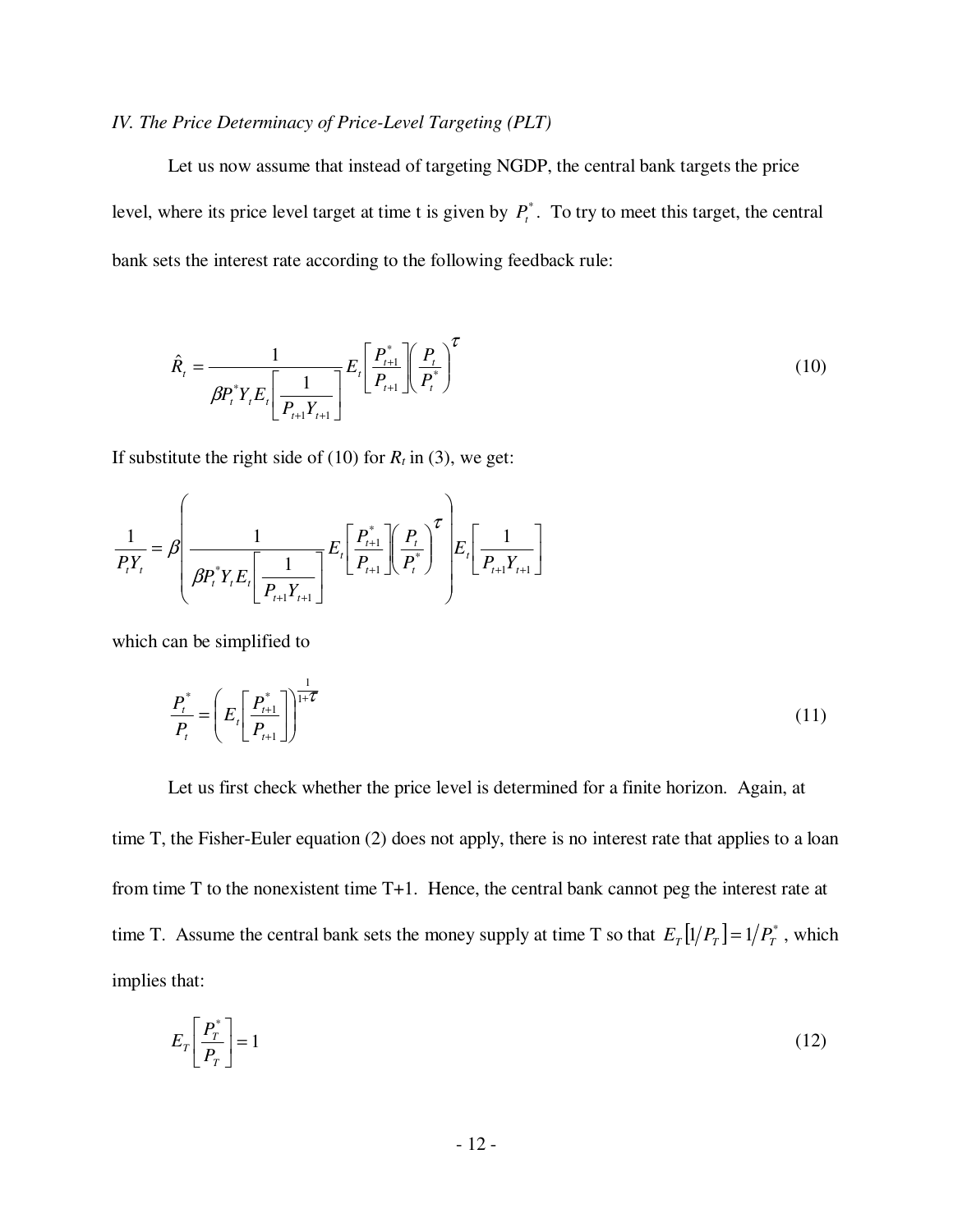*IV. The Price Determinacy of Price-Level Targeting (PLT)*

Let us now assume that instead of targeting NGDP, the central bank targets the price level, where its price level target at time t is given by $P_t^*$. To try to meet this target, the central bank sets the interest rate according to the following feedback rule:

$$\hat{R}_t = \frac{1}{\beta P_t^* Y_t E_t\left[\frac{1}{P_{t+1}Y_{t+1}}\right]} E_t\left[\frac{P_{t+1}^*}{P_{t+1}}\right]\left(\frac{P_t}{P_t^*}\right)^{\tau} \tag{10}$$

If substitute the right side of (10) for $R_t$ in (3), we get:

$$\frac{1}{P_t Y_t} = \beta\left(\frac{1}{\beta P_t^* Y_t E_t\left[\frac{1}{P_{t+1}Y_{t+1}}\right]} E_t\left[\frac{P_{t+1}^*}{P_{t+1}}\right]\left(\frac{P_t}{P_t^*}\right)^{\tau}\right) E_t\left[\frac{1}{P_{t+1}Y_{t+1}}\right]$$

which can be simplified to

$$\frac{P_t^*}{P_t} = \left(E_t\left[\frac{P_{t+1}^*}{P_{t+1}}\right]\right)^{\frac{1}{1+\tau}} \tag{11}$$

Let us first check whether the price level is determined for a finite horizon. Again, at time T, the Fisher-Euler equation (2) does not apply, there is no interest rate that applies to a loan from time T to the nonexistent time T+1. Hence, the central bank cannot peg the interest rate at time T. Assume the central bank sets the money supply at time T so that $E_T[1/P_T] = 1/P_T^*$, which implies that:

$$E_T\left[\frac{P_T^*}{P_T}\right] = 1 \tag{12}$$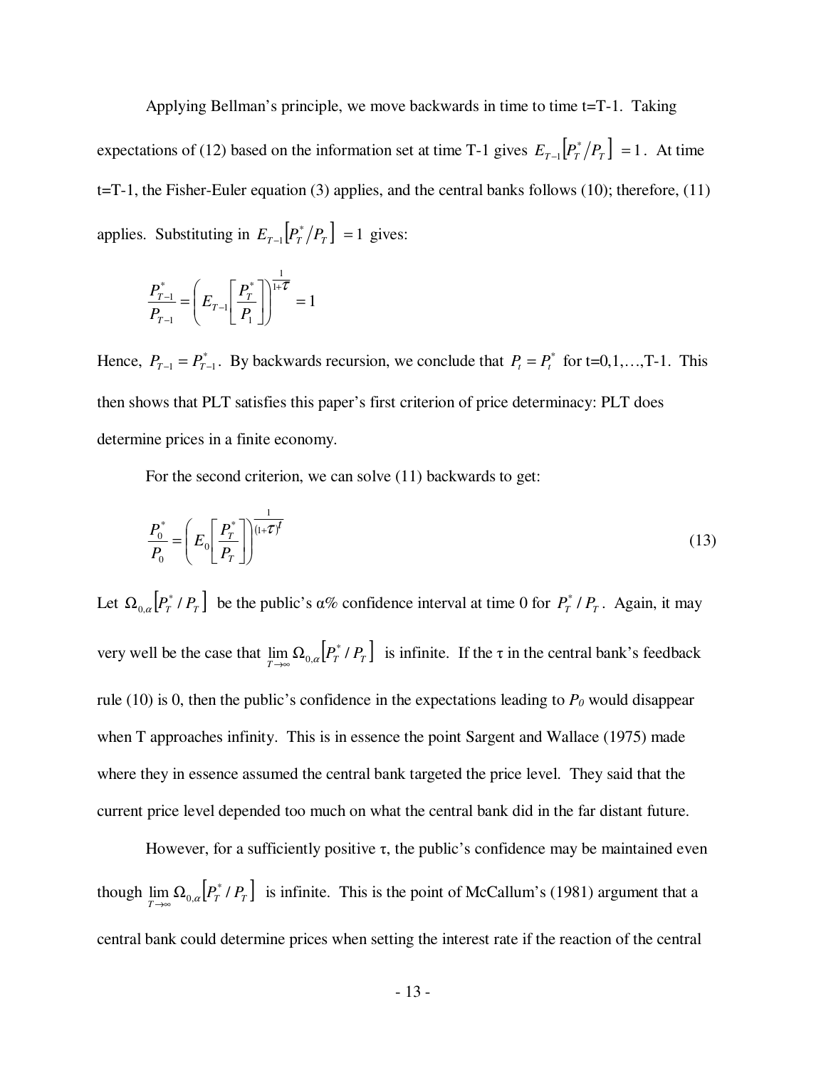Applying Bellman's principle, we move backwards in time to time t=T-1. Taking expectations of (12) based on the information set at time T-1 gives $E_{T-1}\left[P_T^*/P_T\right] = 1$. At time t=T-1, the Fisher-Euler equation (3) applies, and the central banks follows (10); therefore, (11) applies. Substituting in $E_{T-1}\left[P_T^*/P_T\right] = 1$ gives:

$$\frac{P_{T-1}^*}{P_{T-1}} = \left(E_{T-1}\left[\frac{P_T^*}{P_1}\right]\right)^{\frac{1}{1+\tau}} = 1$$

Hence, $P_{T-1} = P_{T-1}^*$. By backwards recursion, we conclude that $P_t = P_t^*$ for t=0,1,…,T-1. This then shows that PLT satisfies this paper's first criterion of price determinacy: PLT does determine prices in a finite economy.

For the second criterion, we can solve (11) backwards to get:

$$\frac{P_0^*}{P_0} = \left(E_0\left[\frac{P_T^*}{P_T}\right]\right)^{\frac{1}{(1+\tau)^t}} \tag{13}$$

Let $\Omega_{0,\alpha}\left[P_T^*/P_T\right]$ be the public's α% confidence interval at time 0 for $P_T^*/P_T$. Again, it may very well be the case that $\lim_{T\to\infty}\Omega_{0,\alpha}\left[P_T^*/P_T\right]$ is infinite. If the τ in the central bank's feedback rule (10) is 0, then the public's confidence in the expectations leading to $P_0$ would disappear when T approaches infinity. This is in essence the point Sargent and Wallace (1975) made where they in essence assumed the central bank targeted the price level. They said that the current price level depended too much on what the central bank did in the far distant future.

However, for a sufficiently positive τ, the public's confidence may be maintained even though $\lim_{T\to\infty}\Omega_{0,\alpha}\left[P_T^*/P_T\right]$ is infinite. This is the point of McCallum's (1981) argument that a central bank could determine prices when setting the interest rate if the reaction of the central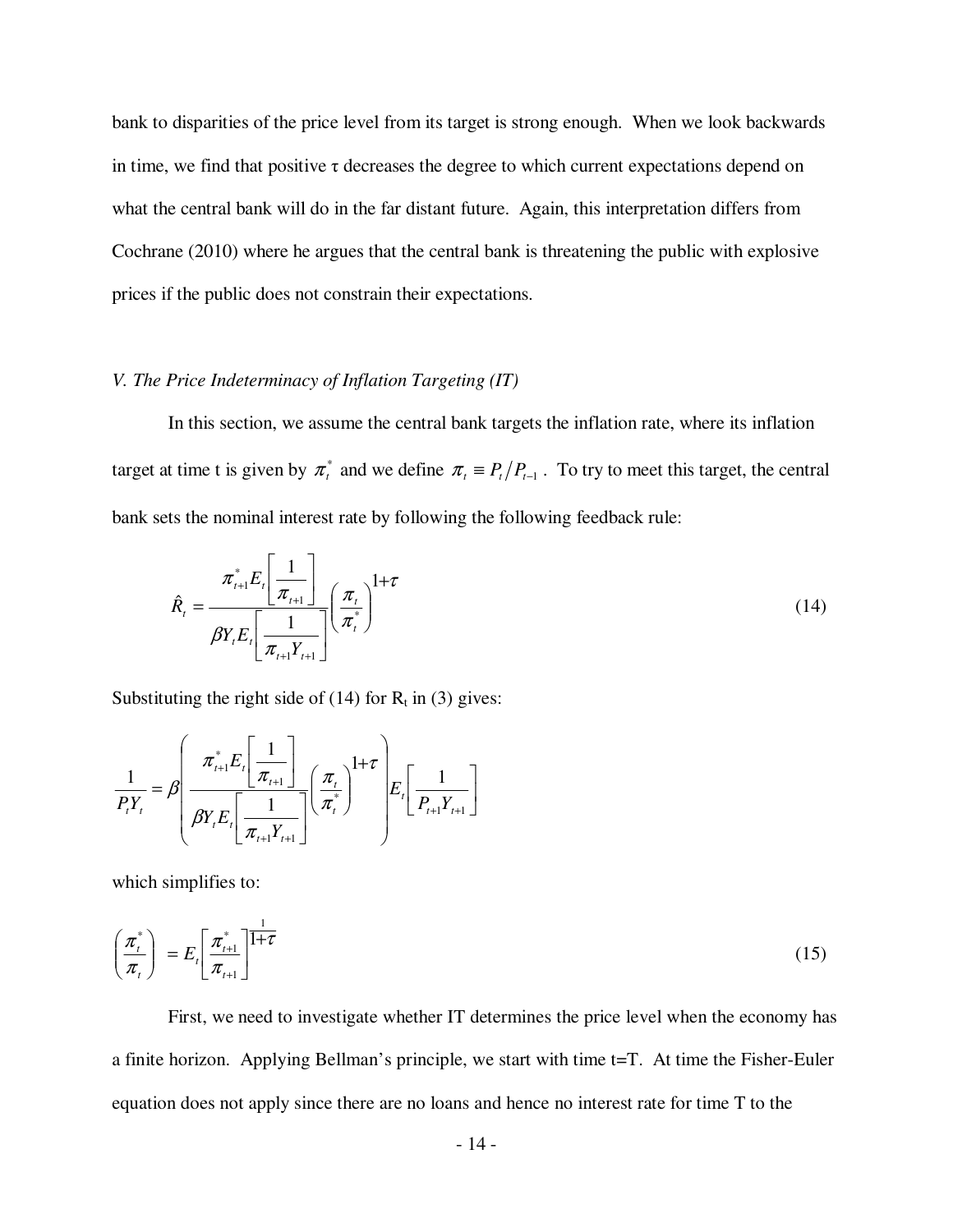bank to disparities of the price level from its target is strong enough. When we look backwards in time, we find that positive τ decreases the degree to which current expectations depend on what the central bank will do in the far distant future. Again, this interpretation differs from Cochrane (2010) where he argues that the central bank is threatening the public with explosive prices if the public does not constrain their expectations.

*V. The Price Indeterminacy of Inflation Targeting (IT)*

In this section, we assume the central bank targets the inflation rate, where its inflation target at time t is given by $\pi_t^*$ and we define $\pi_t \equiv P_t / P_{t-1}$. To try to meet this target, the central bank sets the nominal interest rate by following the following feedback rule:

$$\hat{R}_t = \frac{\pi_{t+1}^* E_t\left[\frac{1}{\pi_{t+1}}\right]}{\beta Y_t E_t\left[\frac{1}{\pi_{t+1} Y_{t+1}}\right]} \left(\frac{\pi_t}{\pi_t^*}\right)^{1+\tau} \tag{14}$$

Substituting the right side of (14) for $R_t$ in (3) gives:

$$\frac{1}{P_t Y_t} = \beta \left( \frac{\pi_{t+1}^* E_t\left[\frac{1}{\pi_{t+1}}\right]}{\beta Y_t E_t\left[\frac{1}{\pi_{t+1} Y_{t+1}}\right]} \left(\frac{\pi_t}{\pi_t^*}\right)^{1+\tau} \right) E_t\left[\frac{1}{P_{t+1} Y_{t+1}}\right]$$

which simplifies to:

$$\left(\frac{\pi_t^*}{\pi_t}\right) = E_t\left[\frac{\pi_{t+1}^*}{\pi_{t+1}}\right]^{\frac{1}{1+\tau}} \tag{15}$$

First, we need to investigate whether IT determines the price level when the economy has a finite horizon. Applying Bellman's principle, we start with time t=T. At time the Fisher-Euler equation does not apply since there are no loans and hence no interest rate for time T to the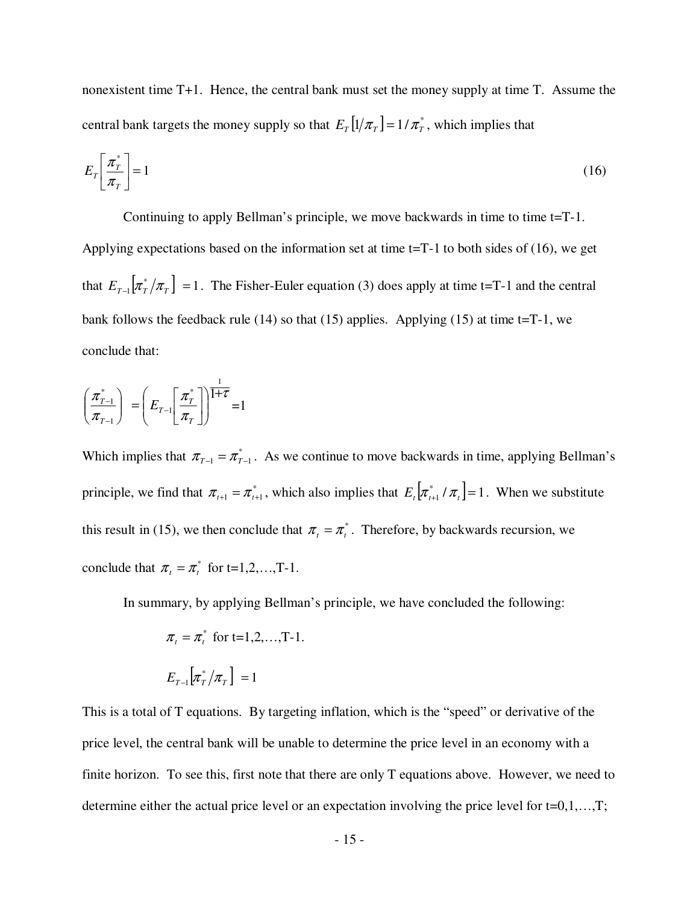nonexistent time T+1. Hence, the central bank must set the money supply at time T. Assume the central bank targets the money supply so that $E_T\left[1/\pi_T\right] = 1/\pi_T^*$, which implies that

$$E_T\left[\frac{\pi_T^*}{\pi_T}\right] = 1 \tag{16}$$

Continuing to apply Bellman's principle, we move backwards in time to time t=T-1. Applying expectations based on the information set at time t=T-1 to both sides of (16), we get that $E_{T-1}\left[\pi_T^*/\pi_T\right] = 1$. The Fisher-Euler equation (3) does apply at time t=T-1 and the central bank follows the feedback rule (14) so that (15) applies. Applying (15) at time t=T-1, we conclude that:

$$\left(\frac{\pi_{T-1}^*}{\pi_{T-1}}\right) = \left(E_{T-1}\left[\frac{\pi_T^*}{\pi_T}\right]\right)^{\frac{1}{1+\tau}} = 1$$

Which implies that $\pi_{T-1} = \pi_{T-1}^*$. As we continue to move backwards in time, applying Bellman's principle, we find that $\pi_{t+1} = \pi_{t+1}^*$, which also implies that $E_t\left[\pi_{t+1}^* / \pi_t\right] = 1$. When we substitute this result in (15), we then conclude that $\pi_t = \pi_t^*$. Therefore, by backwards recursion, we conclude that $\pi_t = \pi_t^*$ for t=1,2,…,T-1.

In summary, by applying Bellman's principle, we have concluded the following:

$\pi_t = \pi_t^*$ for t=1,2,…,T-1.

$E_{T-1}\left[\pi_T^*/\pi_T\right] = 1$

This is a total of T equations. By targeting inflation, which is the "speed" or derivative of the price level, the central bank will be unable to determine the price level in an economy with a finite horizon. To see this, first note that there are only T equations above. However, we need to determine either the actual price level or an expectation involving the price level for t=0,1,…,T;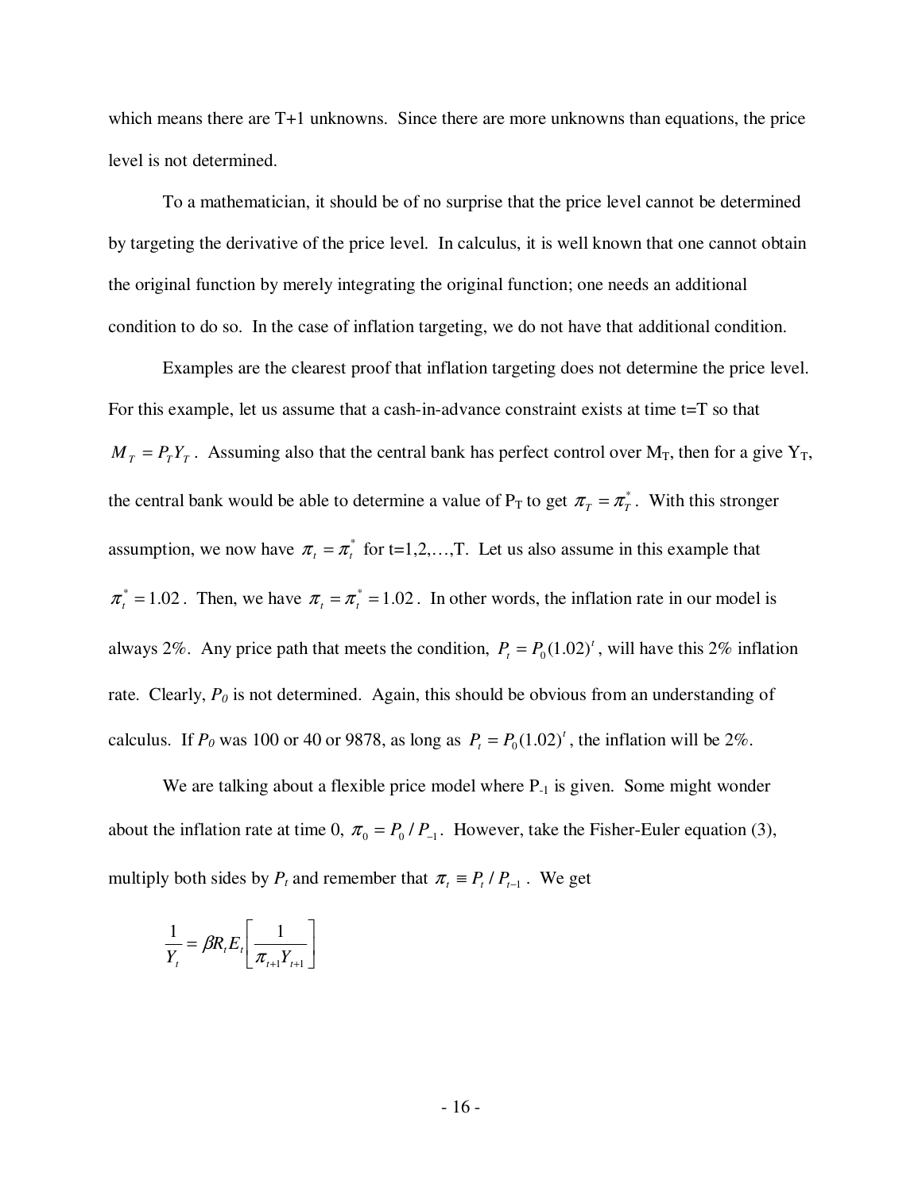which means there are T+1 unknowns. Since there are more unknowns than equations, the price level is not determined.

To a mathematician, it should be of no surprise that the price level cannot be determined by targeting the derivative of the price level. In calculus, it is well known that one cannot obtain the original function by merely integrating the original function; one needs an additional condition to do so. In the case of inflation targeting, we do not have that additional condition.

Examples are the clearest proof that inflation targeting does not determine the price level. For this example, let us assume that a cash-in-advance constraint exists at time t=T so that $M_T = P_T Y_T$. Assuming also that the central bank has perfect control over $M_T$, then for a give $Y_T$, the central bank would be able to determine a value of $P_T$ to get $\pi_T = \pi_T^*$. With this stronger assumption, we now have $\pi_t = \pi_t^*$ for t=1,2,…,T. Let us also assume in this example that $\pi_t^* = 1.02$. Then, we have $\pi_t = \pi_t^* = 1.02$. In other words, the inflation rate in our model is always 2%. Any price path that meets the condition, $P_t = P_0(1.02)^t$, will have this 2% inflation rate. Clearly, $P_0$ is not determined. Again, this should be obvious from an understanding of calculus. If $P_0$ was 100 or 40 or 9878, as long as $P_t = P_0(1.02)^t$, the inflation will be 2%.

We are talking about a flexible price model where $P_{-1}$ is given. Some might wonder about the inflation rate at time 0, $\pi_0 = P_0 / P_{-1}$. However, take the Fisher-Euler equation (3), multiply both sides by $P_t$ and remember that $\pi_t \equiv P_t / P_{t-1}$. We get

$$\frac{1}{Y_t} = \beta R_t E_t \left[ \frac{1}{\pi_{t+1} Y_{t+1}} \right]$$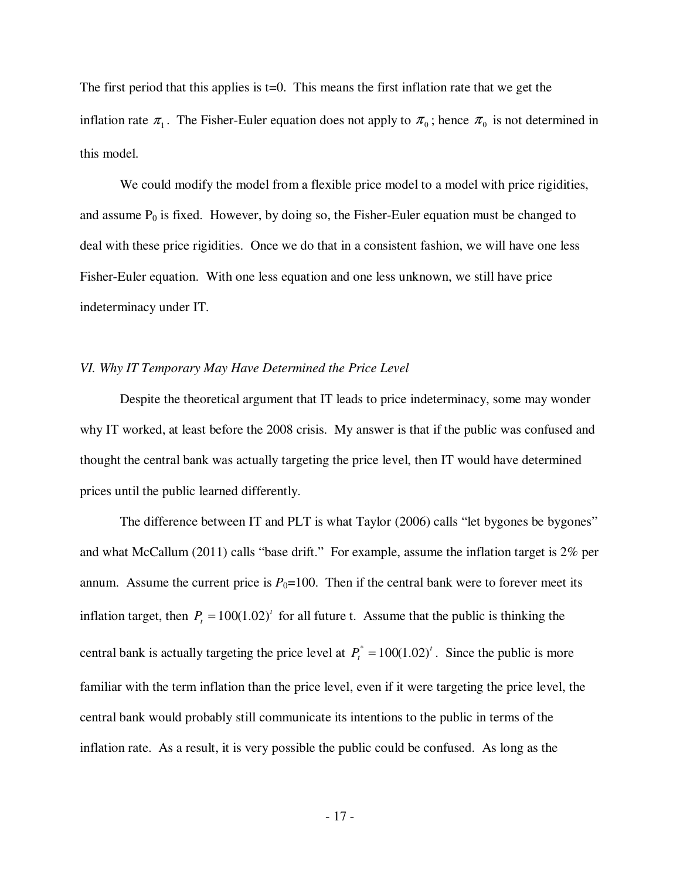The first period that this applies is t=0. This means the first inflation rate that we get the inflation rate $\pi_1$. The Fisher-Euler equation does not apply to $\pi_0$; hence $\pi_0$ is not determined in this model.

We could modify the model from a flexible price model to a model with price rigidities, and assume $P_0$ is fixed. However, by doing so, the Fisher-Euler equation must be changed to deal with these price rigidities. Once we do that in a consistent fashion, we will have one less Fisher-Euler equation. With one less equation and one less unknown, we still have price indeterminacy under IT.

### *VI. Why IT Temporary May Have Determined the Price Level*

Despite the theoretical argument that IT leads to price indeterminacy, some may wonder why IT worked, at least before the 2008 crisis. My answer is that if the public was confused and thought the central bank was actually targeting the price level, then IT would have determined prices until the public learned differently.

The difference between IT and PLT is what Taylor (2006) calls "let bygones be bygones" and what McCallum (2011) calls "base drift." For example, assume the inflation target is 2% per annum. Assume the current price is $P_0$=100. Then if the central bank were to forever meet its inflation target, then $P_t = 100(1.02)^t$ for all future t. Assume that the public is thinking the central bank is actually targeting the price level at $P_t^* = 100(1.02)^t$. Since the public is more familiar with the term inflation than the price level, even if it were targeting the price level, the central bank would probably still communicate its intentions to the public in terms of the inflation rate. As a result, it is very possible the public could be confused. As long as the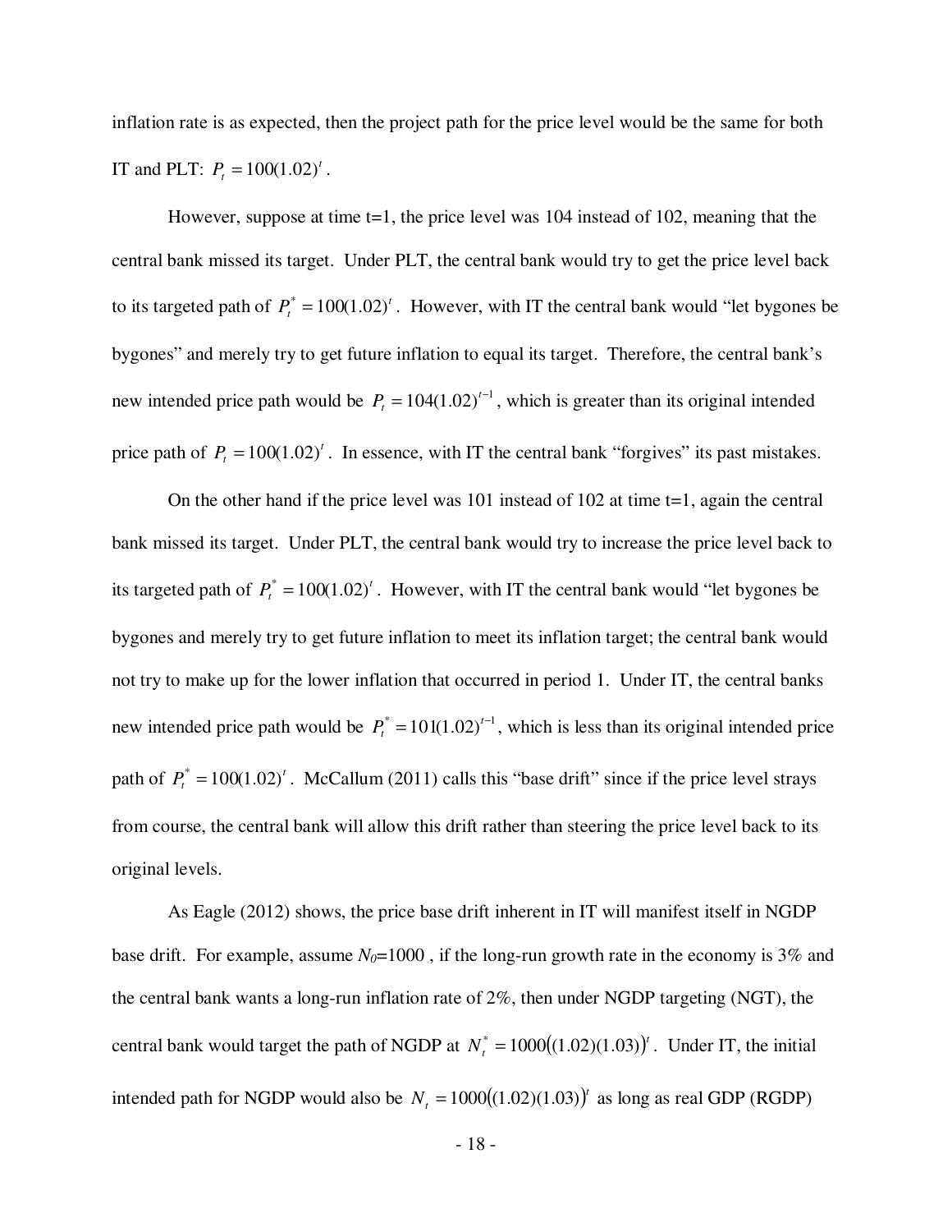inflation rate is as expected, then the project path for the price level would be the same for both IT and PLT: $P_t = 100(1.02)^t$.

However, suppose at time t=1, the price level was 104 instead of 102, meaning that the central bank missed its target. Under PLT, the central bank would try to get the price level back to its targeted path of $P_t^* = 100(1.02)^t$. However, with IT the central bank would "let bygones be bygones" and merely try to get future inflation to equal its target. Therefore, the central bank's new intended price path would be $P_t = 104(1.02)^{t-1}$, which is greater than its original intended price path of $P_t = 100(1.02)^t$. In essence, with IT the central bank "forgives" its past mistakes.

On the other hand if the price level was 101 instead of 102 at time t=1, again the central bank missed its target. Under PLT, the central bank would try to increase the price level back to its targeted path of $P_t^* = 100(1.02)^t$. However, with IT the central bank would "let bygones be bygones and merely try to get future inflation to meet its inflation target; the central bank would not try to make up for the lower inflation that occurred in period 1. Under IT, the central banks new intended price path would be $P_t^* = 101(1.02)^{t-1}$, which is less than its original intended price path of $P_t^* = 100(1.02)^t$. McCallum (2011) calls this "base drift" since if the price level strays from course, the central bank will allow this drift rather than steering the price level back to its original levels.

As Eagle (2012) shows, the price base drift inherent in IT will manifest itself in NGDP base drift. For example, assume $N_0$=1000 , if the long-run growth rate in the economy is 3% and the central bank wants a long-run inflation rate of 2%, then under NGDP targeting (NGT), the central bank would target the path of NGDP at $N_t^* = 1000\left((1.02)(1.03)\right)^t$. Under IT, the initial intended path for NGDP would also be $N_t = 1000\left((1.02)(1.03)\right)^t$ as long as real GDP (RGDP)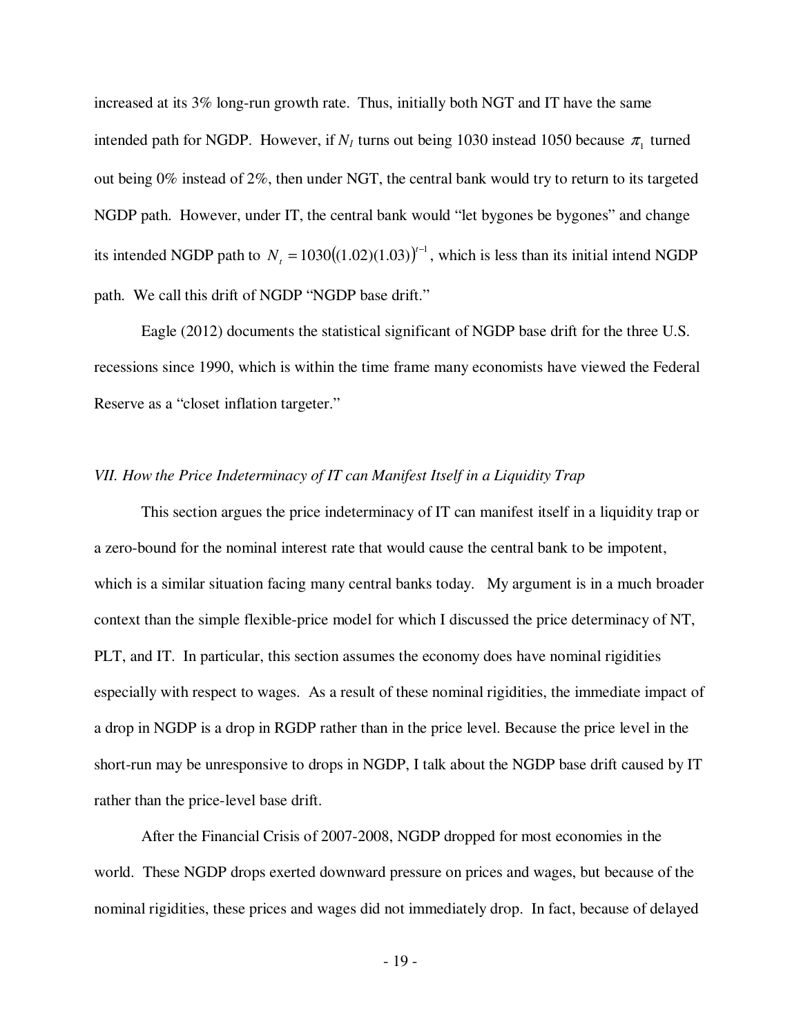increased at its 3% long-run growth rate. Thus, initially both NGT and IT have the same intended path for NGDP. However, if $N_1$ turns out being 1030 instead 1050 because $\pi_1$ turned out being 0% instead of 2%, then under NGT, the central bank would try to return to its targeted NGDP path. However, under IT, the central bank would "let bygones be bygones" and change its intended NGDP path to $N_t = 1030((1.02)(1.03))^{t-1}$, which is less than its initial intend NGDP path. We call this drift of NGDP "NGDP base drift."

Eagle (2012) documents the statistical significant of NGDP base drift for the three U.S. recessions since 1990, which is within the time frame many economists have viewed the Federal Reserve as a "closet inflation targeter."

### *VII. How the Price Indeterminacy of IT can Manifest Itself in a Liquidity Trap*

This section argues the price indeterminacy of IT can manifest itself in a liquidity trap or a zero-bound for the nominal interest rate that would cause the central bank to be impotent, which is a similar situation facing many central banks today. My argument is in a much broader context than the simple flexible-price model for which I discussed the price determinacy of NT, PLT, and IT. In particular, this section assumes the economy does have nominal rigidities especially with respect to wages. As a result of these nominal rigidities, the immediate impact of a drop in NGDP is a drop in RGDP rather than in the price level. Because the price level in the short-run may be unresponsive to drops in NGDP, I talk about the NGDP base drift caused by IT rather than the price-level base drift.

After the Financial Crisis of 2007-2008, NGDP dropped for most economies in the world. These NGDP drops exerted downward pressure on prices and wages, but because of the nominal rigidities, these prices and wages did not immediately drop. In fact, because of delayed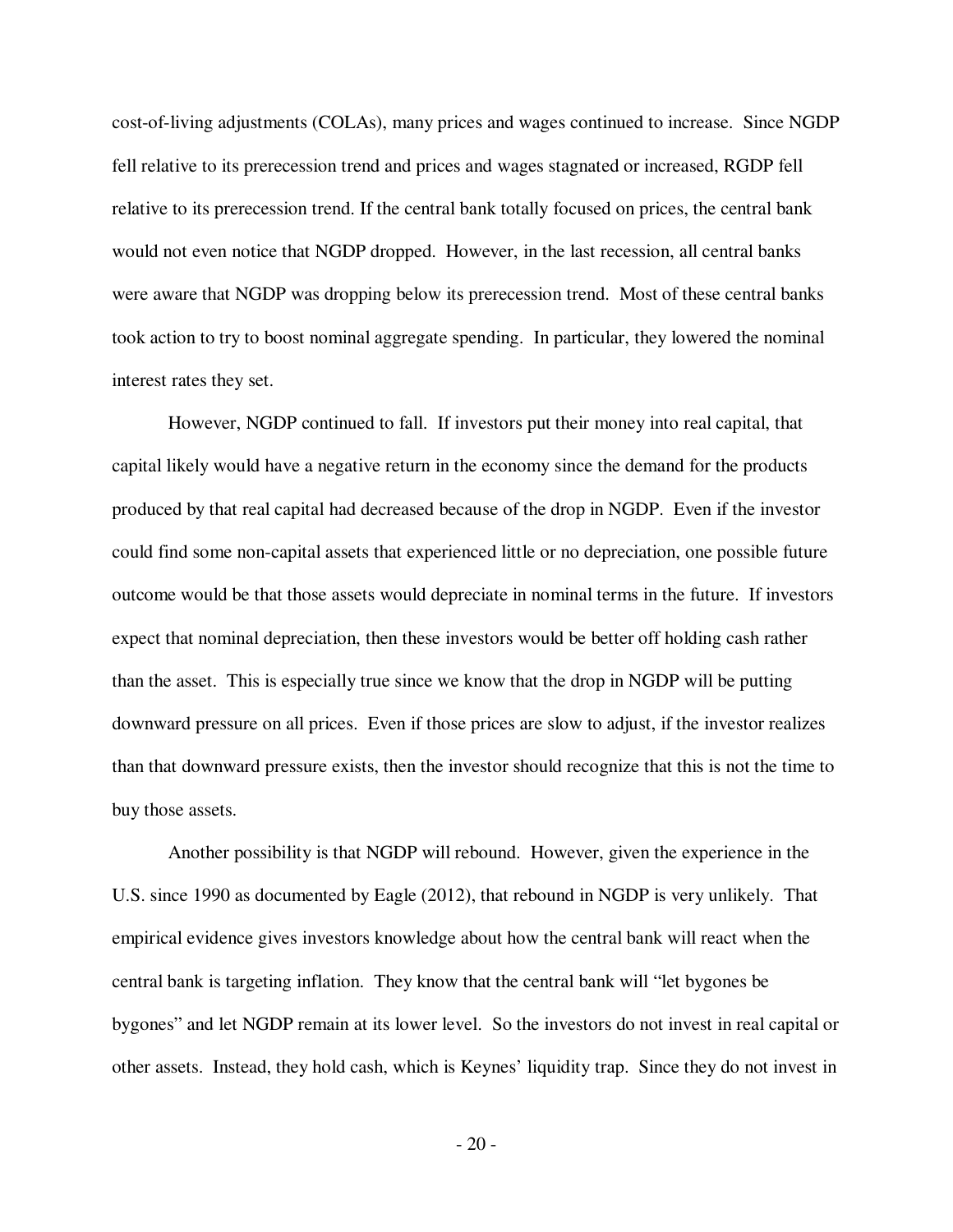cost-of-living adjustments (COLAs), many prices and wages continued to increase. Since NGDP fell relative to its prerecession trend and prices and wages stagnated or increased, RGDP fell relative to its prerecession trend. If the central bank totally focused on prices, the central bank would not even notice that NGDP dropped. However, in the last recession, all central banks were aware that NGDP was dropping below its prerecession trend. Most of these central banks took action to try to boost nominal aggregate spending. In particular, they lowered the nominal interest rates they set.

However, NGDP continued to fall. If investors put their money into real capital, that capital likely would have a negative return in the economy since the demand for the products produced by that real capital had decreased because of the drop in NGDP. Even if the investor could find some non-capital assets that experienced little or no depreciation, one possible future outcome would be that those assets would depreciate in nominal terms in the future. If investors expect that nominal depreciation, then these investors would be better off holding cash rather than the asset. This is especially true since we know that the drop in NGDP will be putting downward pressure on all prices. Even if those prices are slow to adjust, if the investor realizes than that downward pressure exists, then the investor should recognize that this is not the time to buy those assets.

Another possibility is that NGDP will rebound. However, given the experience in the U.S. since 1990 as documented by Eagle (2012), that rebound in NGDP is very unlikely. That empirical evidence gives investors knowledge about how the central bank will react when the central bank is targeting inflation. They know that the central bank will "let bygones be bygones" and let NGDP remain at its lower level. So the investors do not invest in real capital or other assets. Instead, they hold cash, which is Keynes' liquidity trap. Since they do not invest in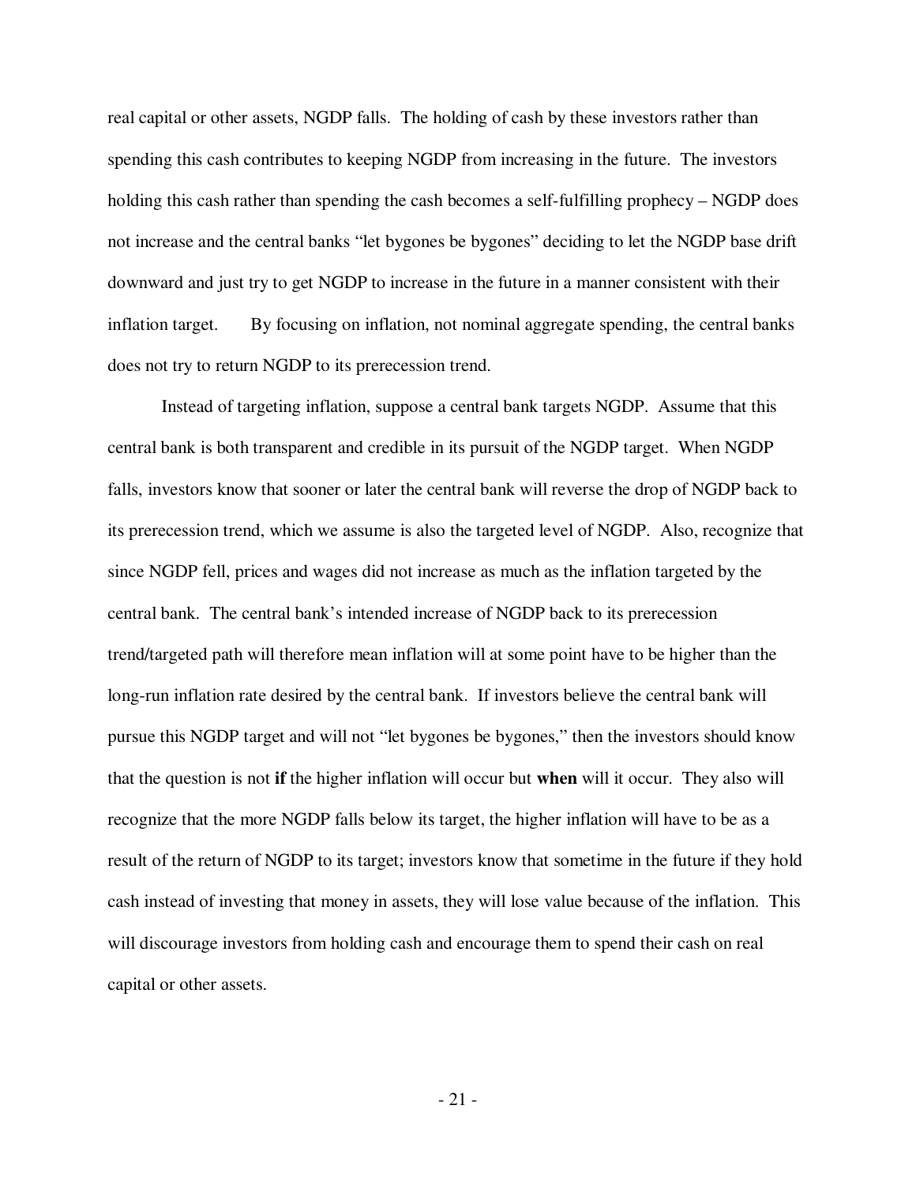real capital or other assets, NGDP falls. The holding of cash by these investors rather than spending this cash contributes to keeping NGDP from increasing in the future. The investors holding this cash rather than spending the cash becomes a self-fulfilling prophecy – NGDP does not increase and the central banks "let bygones be bygones" deciding to let the NGDP base drift downward and just try to get NGDP to increase in the future in a manner consistent with their inflation target. By focusing on inflation, not nominal aggregate spending, the central banks does not try to return NGDP to its prerecession trend.

Instead of targeting inflation, suppose a central bank targets NGDP. Assume that this central bank is both transparent and credible in its pursuit of the NGDP target. When NGDP falls, investors know that sooner or later the central bank will reverse the drop of NGDP back to its prerecession trend, which we assume is also the targeted level of NGDP. Also, recognize that since NGDP fell, prices and wages did not increase as much as the inflation targeted by the central bank. The central bank's intended increase of NGDP back to its prerecession trend/targeted path will therefore mean inflation will at some point have to be higher than the long-run inflation rate desired by the central bank. If investors believe the central bank will pursue this NGDP target and will not "let bygones be bygones," then the investors should know that the question is not **if** the higher inflation will occur but **when** will it occur. They also will recognize that the more NGDP falls below its target, the higher inflation will have to be as a result of the return of NGDP to its target; investors know that sometime in the future if they hold cash instead of investing that money in assets, they will lose value because of the inflation. This will discourage investors from holding cash and encourage them to spend their cash on real capital or other assets.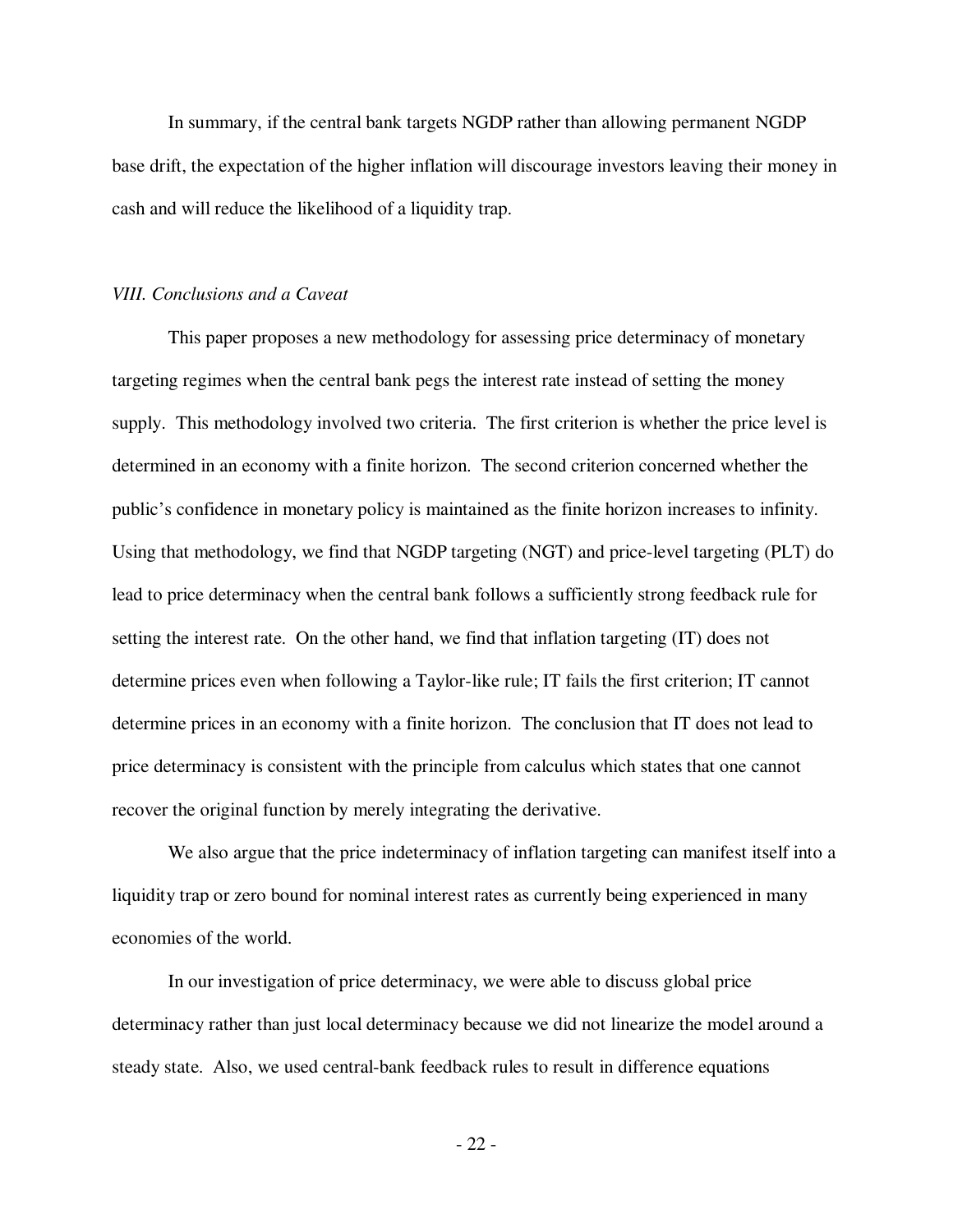In summary, if the central bank targets NGDP rather than allowing permanent NGDP base drift, the expectation of the higher inflation will discourage investors leaving their money in cash and will reduce the likelihood of a liquidity trap.

## *VIII. Conclusions and a Caveat*

This paper proposes a new methodology for assessing price determinacy of monetary targeting regimes when the central bank pegs the interest rate instead of setting the money supply. This methodology involved two criteria. The first criterion is whether the price level is determined in an economy with a finite horizon. The second criterion concerned whether the public's confidence in monetary policy is maintained as the finite horizon increases to infinity. Using that methodology, we find that NGDP targeting (NGT) and price-level targeting (PLT) do lead to price determinacy when the central bank follows a sufficiently strong feedback rule for setting the interest rate. On the other hand, we find that inflation targeting (IT) does not determine prices even when following a Taylor-like rule; IT fails the first criterion; IT cannot determine prices in an economy with a finite horizon. The conclusion that IT does not lead to price determinacy is consistent with the principle from calculus which states that one cannot recover the original function by merely integrating the derivative.

We also argue that the price indeterminacy of inflation targeting can manifest itself into a liquidity trap or zero bound for nominal interest rates as currently being experienced in many economies of the world.

In our investigation of price determinacy, we were able to discuss global price determinacy rather than just local determinacy because we did not linearize the model around a steady state. Also, we used central-bank feedback rules to result in difference equations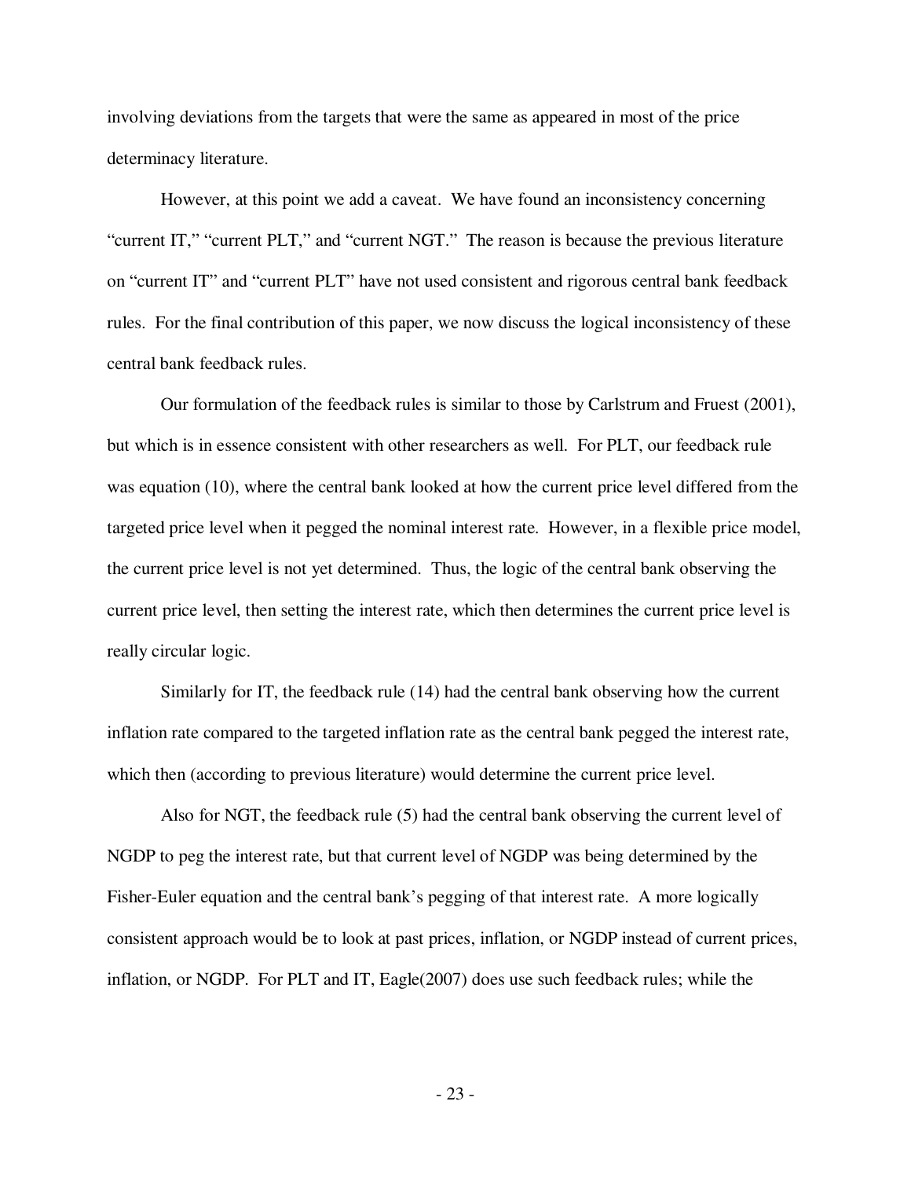involving deviations from the targets that were the same as appeared in most of the price determinacy literature.

However, at this point we add a caveat. We have found an inconsistency concerning "current IT," "current PLT," and "current NGT." The reason is because the previous literature on "current IT" and "current PLT" have not used consistent and rigorous central bank feedback rules. For the final contribution of this paper, we now discuss the logical inconsistency of these central bank feedback rules.

Our formulation of the feedback rules is similar to those by Carlstrum and Fruest (2001), but which is in essence consistent with other researchers as well. For PLT, our feedback rule was equation (10), where the central bank looked at how the current price level differed from the targeted price level when it pegged the nominal interest rate. However, in a flexible price model, the current price level is not yet determined. Thus, the logic of the central bank observing the current price level, then setting the interest rate, which then determines the current price level is really circular logic.

Similarly for IT, the feedback rule (14) had the central bank observing how the current inflation rate compared to the targeted inflation rate as the central bank pegged the interest rate, which then (according to previous literature) would determine the current price level.

Also for NGT, the feedback rule (5) had the central bank observing the current level of NGDP to peg the interest rate, but that current level of NGDP was being determined by the Fisher-Euler equation and the central bank's pegging of that interest rate. A more logically consistent approach would be to look at past prices, inflation, or NGDP instead of current prices, inflation, or NGDP. For PLT and IT, Eagle(2007) does use such feedback rules; while the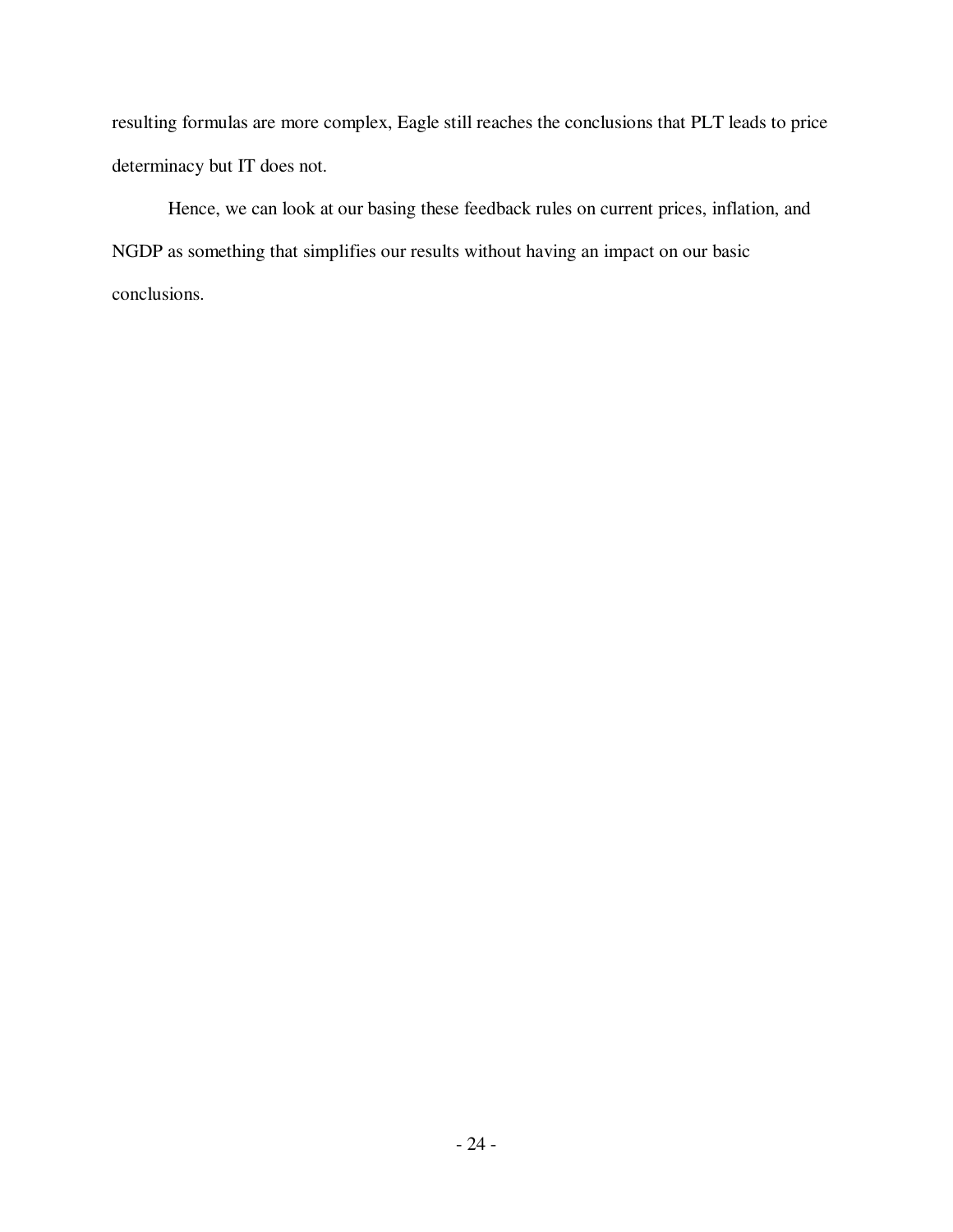resulting formulas are more complex, Eagle still reaches the conclusions that PLT leads to price determinacy but IT does not.

Hence, we can look at our basing these feedback rules on current prices, inflation, and NGDP as something that simplifies our results without having an impact on our basic conclusions.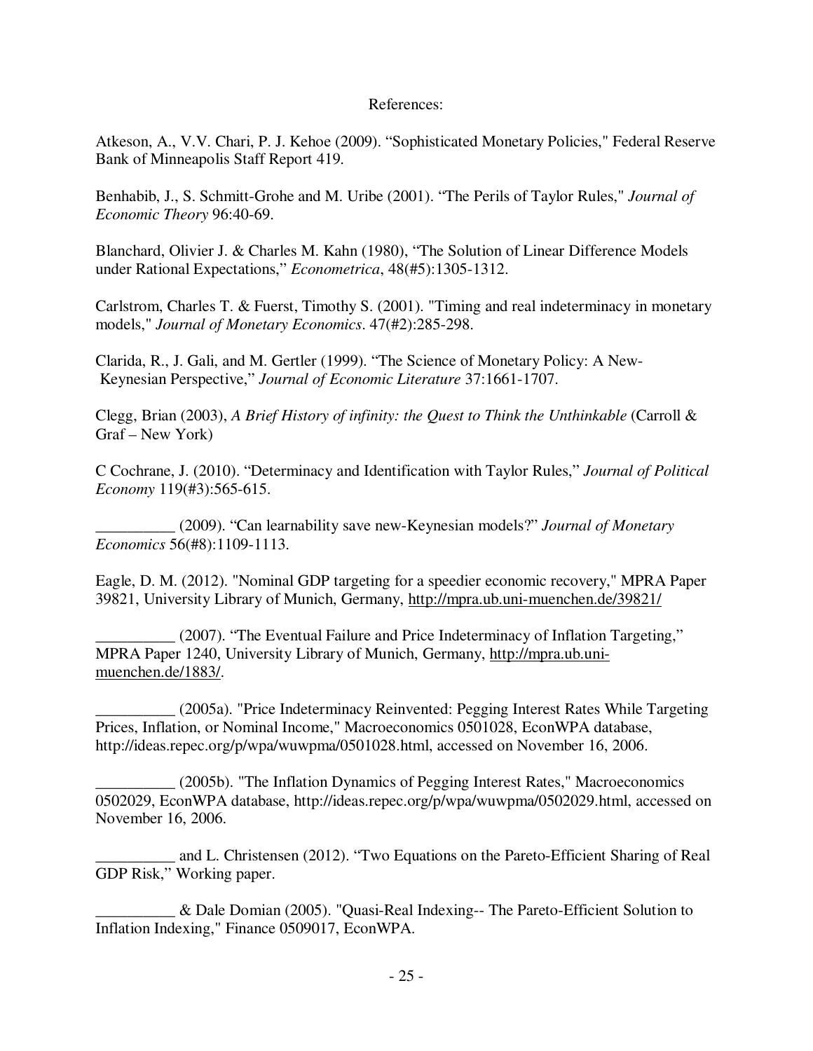References:

Atkeson, A., V.V. Chari, P. J. Kehoe (2009). "Sophisticated Monetary Policies," Federal Reserve Bank of Minneapolis Staff Report 419.

Benhabib, J., S. Schmitt-Grohe and M. Uribe (2001). "The Perils of Taylor Rules," *Journal of Economic Theory* 96:40-69.

Blanchard, Olivier J. & Charles M. Kahn (1980), "The Solution of Linear Difference Models under Rational Expectations," *Econometrica*, 48(#5):1305-1312.

Carlstrom, Charles T. & Fuerst, Timothy S. (2001). "Timing and real indeterminacy in monetary models," *Journal of Monetary Economics*. 47(#2):285-298.

Clarida, R., J. Gali, and M. Gertler (1999). "The Science of Monetary Policy: A New-Keynesian Perspective," *Journal of Economic Literature* 37:1661-1707.

Clegg, Brian (2003), *A Brief History of infinity: the Quest to Think the Unthinkable* (Carroll & Graf – New York)

C Cochrane, J. (2010). "Determinacy and Identification with Taylor Rules," *Journal of Political Economy* 119(#3):565-615.

__________ (2009). "Can learnability save new-Keynesian models?" *Journal of Monetary Economics* 56(#8):1109-1113.

Eagle, D. M. (2012). "Nominal GDP targeting for a speedier economic recovery," MPRA Paper 39821, University Library of Munich, Germany, http://mpra.ub.uni-muenchen.de/39821/

__________ (2007). "The Eventual Failure and Price Indeterminacy of Inflation Targeting," MPRA Paper 1240, University Library of Munich, Germany, http://mpra.ub.uni-muenchen.de/1883/.

__________ (2005a). "Price Indeterminacy Reinvented: Pegging Interest Rates While Targeting Prices, Inflation, or Nominal Income," Macroeconomics 0501028, EconWPA database, http://ideas.repec.org/p/wpa/wuwpma/0501028.html, accessed on November 16, 2006.

__________ (2005b). "The Inflation Dynamics of Pegging Interest Rates," Macroeconomics 0502029, EconWPA database, http://ideas.repec.org/p/wpa/wuwpma/0502029.html, accessed on November 16, 2006.

__________ and L. Christensen (2012). "Two Equations on the Pareto-Efficient Sharing of Real GDP Risk," Working paper.

__________ & Dale Domian (2005). "Quasi-Real Indexing-- The Pareto-Efficient Solution to Inflation Indexing," Finance 0509017, EconWPA.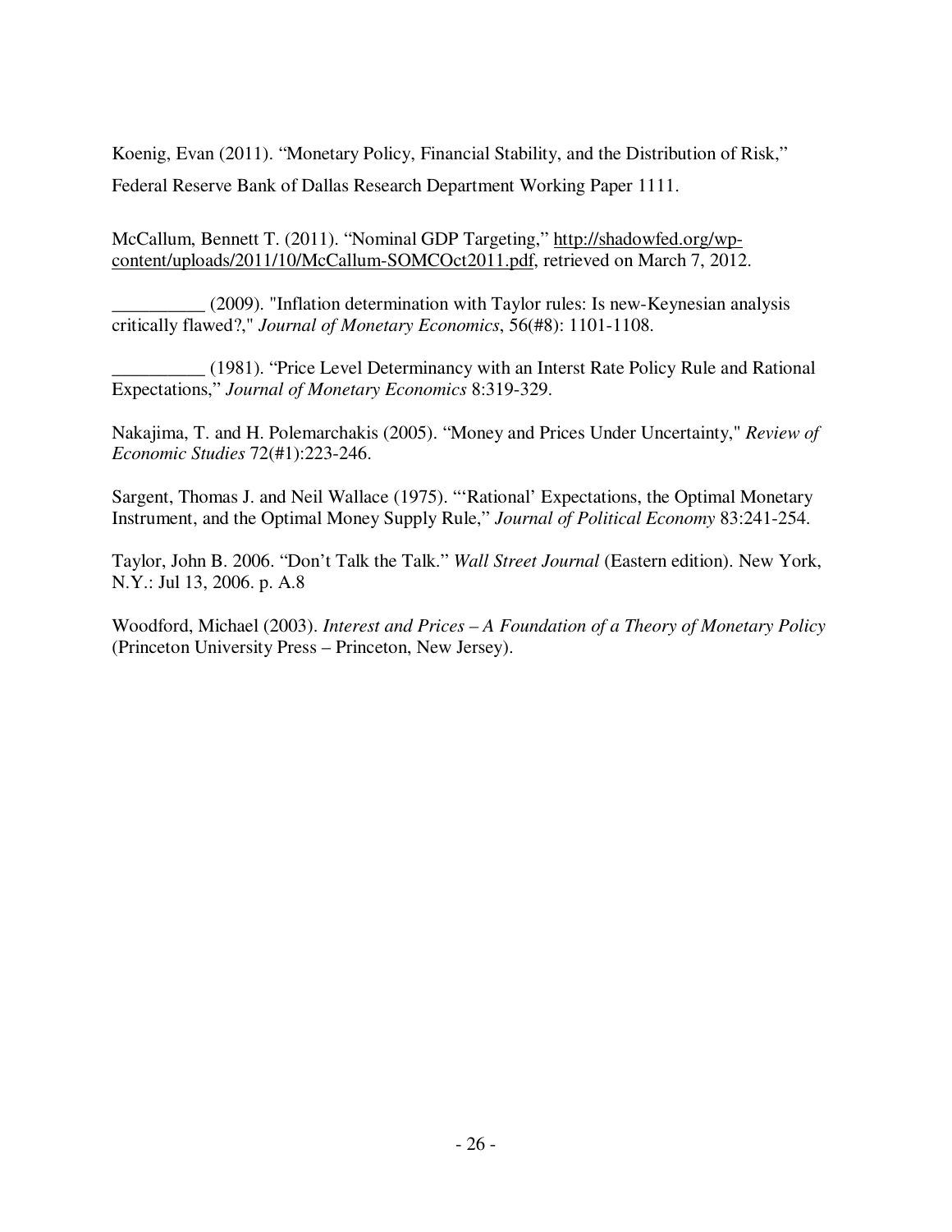Koenig, Evan (2011). “Monetary Policy, Financial Stability, and the Distribution of Risk,” Federal Reserve Bank of Dallas Research Department Working Paper 1111.

McCallum, Bennett T. (2011). “Nominal GDP Targeting,” http://shadowfed.org/wp-content/uploads/2011/10/McCallum-SOMCOct2011.pdf, retrieved on March 7, 2012.

__________ (2009). "Inflation determination with Taylor rules: Is new-Keynesian analysis critically flawed?," *Journal of Monetary Economics*, 56(#8): 1101-1108.

__________ (1981). “Price Level Determinancy with an Interst Rate Policy Rule and Rational Expectations,” *Journal of Monetary Economics* 8:319-329.

Nakajima, T. and H. Polemarchakis (2005). “Money and Prices Under Uncertainty," *Review of Economic Studies* 72(#1):223-246.

Sargent, Thomas J. and Neil Wallace (1975). “‘Rational’ Expectations, the Optimal Monetary Instrument, and the Optimal Money Supply Rule,” *Journal of Political Economy* 83:241-254.

Taylor, John B. 2006. “Don’t Talk the Talk.” *Wall Street Journal* (Eastern edition). New York, N.Y.: Jul 13, 2006. p. A.8

Woodford, Michael (2003). *Interest and Prices – A Foundation of a Theory of Monetary Policy* (Princeton University Press – Princeton, New Jersey).